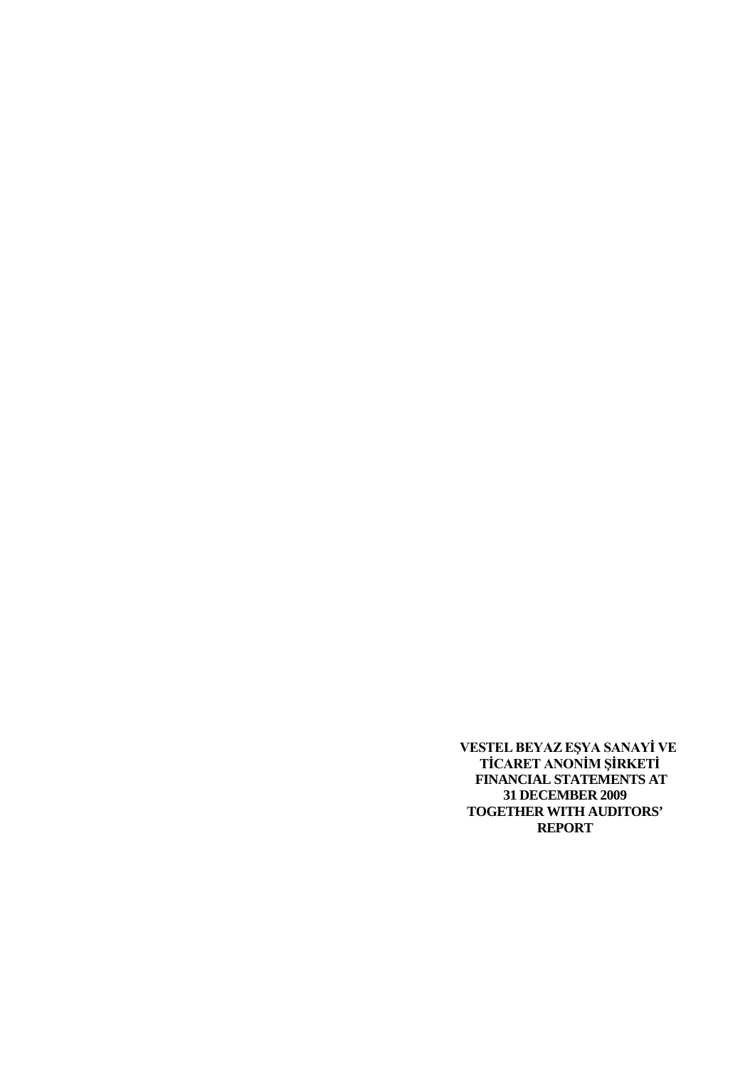**VESTEL BEYAZ EŞYA SANAYİ VE TİCARET ANONİM ŞİRKETİ FINANCIAL STATEMENTS AT 31 DECEMBER 2009 TOGETHER WITH AUDITORS' REPORT**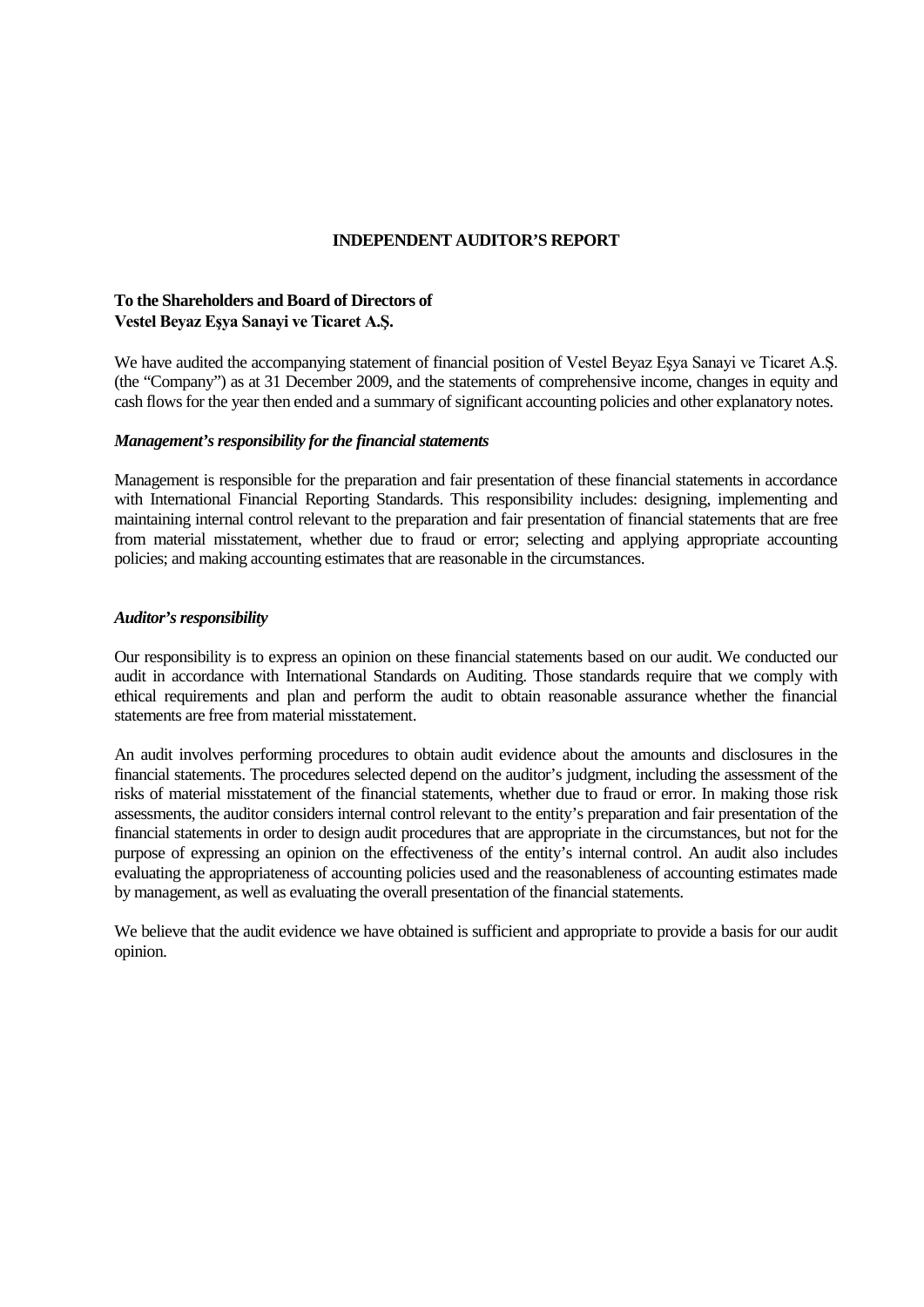# INDEPENDENT AUDITOR'S REPORT

**To the Shareholders and Board of Directors of**
**Vestel Beyaz Eşya Sanayi ve Ticaret A.Ş.**

We have audited the accompanying statement of financial position of Vestel Beyaz Eşya Sanayi ve Ticaret A.Ş. (the "Company") as at 31 December 2009, and the statements of comprehensive income, changes in equity and cash flows for the year then ended and a summary of significant accounting policies and other explanatory notes.

***Management's responsibility for the financial statements***

Management is responsible for the preparation and fair presentation of these financial statements in accordance with International Financial Reporting Standards. This responsibility includes: designing, implementing and maintaining internal control relevant to the preparation and fair presentation of financial statements that are free from material misstatement, whether due to fraud or error; selecting and applying appropriate accounting policies; and making accounting estimates that are reasonable in the circumstances.

***Auditor's responsibility***

Our responsibility is to express an opinion on these financial statements based on our audit. We conducted our audit in accordance with International Standards on Auditing. Those standards require that we comply with ethical requirements and plan and perform the audit to obtain reasonable assurance whether the financial statements are free from material misstatement.

An audit involves performing procedures to obtain audit evidence about the amounts and disclosures in the financial statements. The procedures selected depend on the auditor's judgment, including the assessment of the risks of material misstatement of the financial statements, whether due to fraud or error. In making those risk assessments, the auditor considers internal control relevant to the entity's preparation and fair presentation of the financial statements in order to design audit procedures that are appropriate in the circumstances, but not for the purpose of expressing an opinion on the effectiveness of the entity's internal control. An audit also includes evaluating the appropriateness of accounting policies used and the reasonableness of accounting estimates made by management, as well as evaluating the overall presentation of the financial statements.

We believe that the audit evidence we have obtained is sufficient and appropriate to provide a basis for our audit opinion.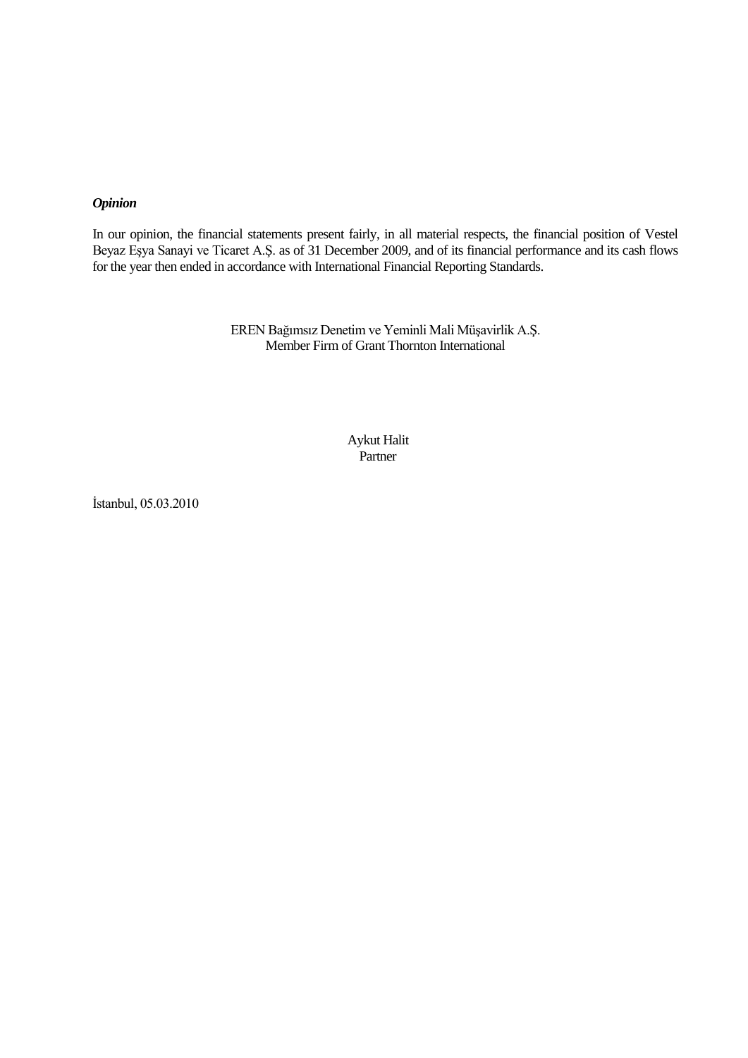***Opinion***

In our opinion, the financial statements present fairly, in all material respects, the financial position of Vestel Beyaz Eşya Sanayi ve Ticaret A.Ş. as of 31 December 2009, and of its financial performance and its cash flows for the year then ended in accordance with International Financial Reporting Standards.

EREN Bağımsız Denetim ve Yeminli Mali Müşavirlik A.Ş.
Member Firm of Grant Thornton International

Aykut Halit
Partner

İstanbul, 05.03.2010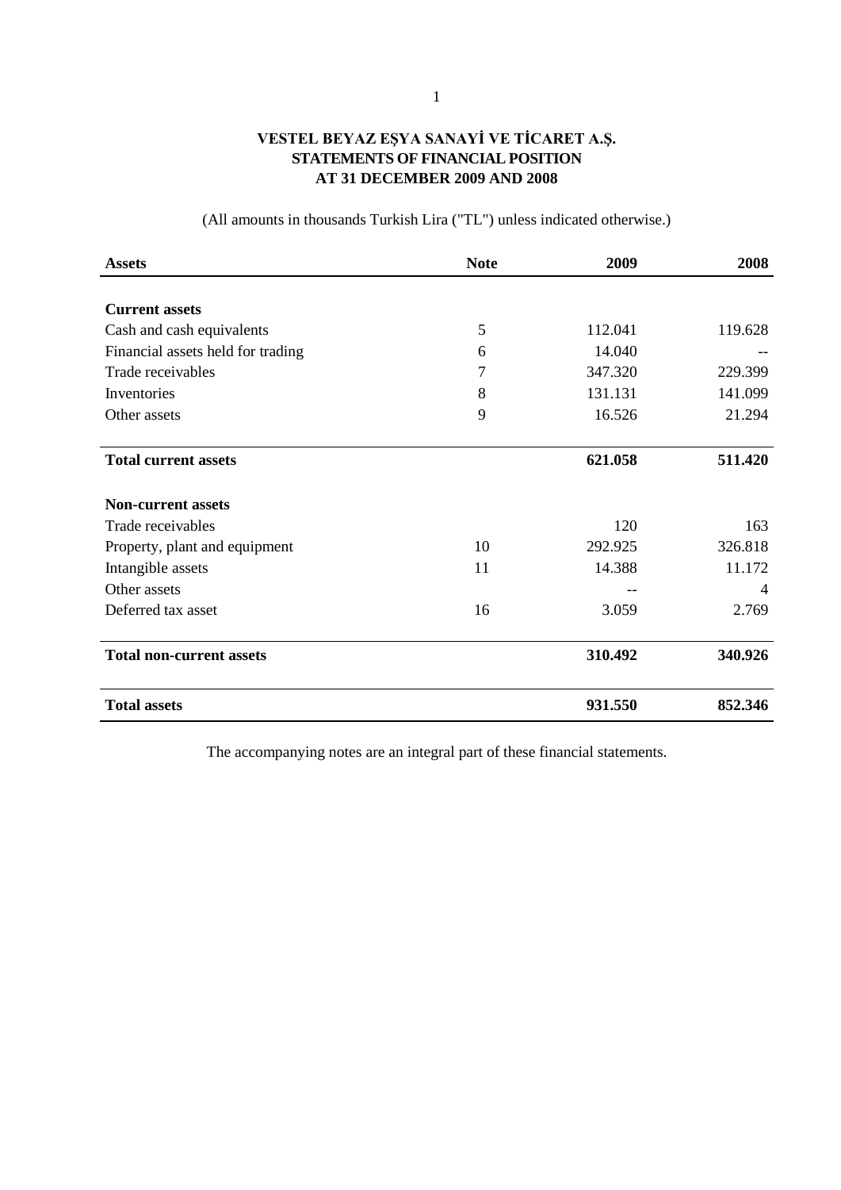# VESTEL BEYAZ EŞYA SANAYİ VE TİCARET A.Ş.
## STATEMENTS OF FINANCIAL POSITION
## AT 31 DECEMBER 2009 AND 2008

(All amounts in thousands Turkish Lira ("TL") unless indicated otherwise.)

| Assets | Note | 2009 | 2008 |
|---|---|---|---|
| **Current assets** | | | |
| Cash and cash equivalents | 5 | 112.041 | 119.628 |
| Financial assets held for trading | 6 | 14.040 | -- |
| Trade receivables | 7 | 347.320 | 229.399 |
| Inventories | 8 | 131.131 | 141.099 |
| Other assets | 9 | 16.526 | 21.294 |
| **Total current assets** | | **621.058** | **511.420** |
| **Non-current assets** | | | |
| Trade receivables | | 120 | 163 |
| Property, plant and equipment | 10 | 292.925 | 326.818 |
| Intangible assets | 11 | 14.388 | 11.172 |
| Other assets | | -- | 4 |
| Deferred tax asset | 16 | 3.059 | 2.769 |
| **Total non-current assets** | | **310.492** | **340.926** |
| **Total assets** | | **931.550** | **852.346** |

The accompanying notes are an integral part of these financial statements.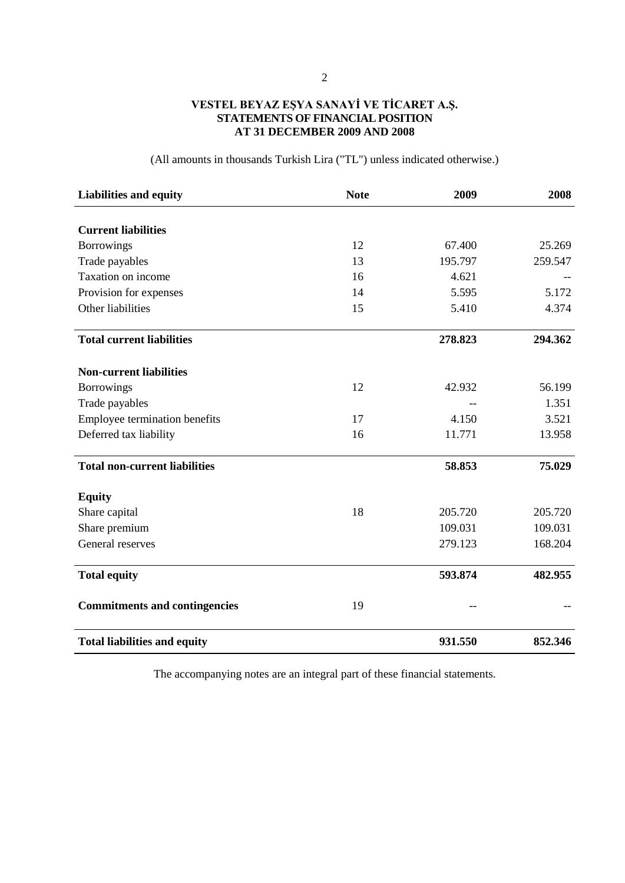**VESTEL BEYAZ EŞYA SANAYİ VE TİCARET A.Ş.**
**STATEMENTS OF FINANCIAL POSITION**
**AT 31 DECEMBER 2009 AND 2008**

(All amounts in thousands Turkish Lira ("TL") unless indicated otherwise.)

| **Liabilities and equity** | **Note** | **2009** | **2008** |
|---|---|---|---|
| **Current liabilities** | | | |
| Borrowings | 12 | 67.400 | 25.269 |
| Trade payables | 13 | 195.797 | 259.547 |
| Taxation on income | 16 | 4.621 | -- |
| Provision for expenses | 14 | 5.595 | 5.172 |
| Other liabilities | 15 | 5.410 | 4.374 |
| **Total current liabilities** | | **278.823** | **294.362** |
| **Non-current liabilities** | | | |
| Borrowings | 12 | 42.932 | 56.199 |
| Trade payables | | -- | 1.351 |
| Employee termination benefits | 17 | 4.150 | 3.521 |
| Deferred tax liability | 16 | 11.771 | 13.958 |
| **Total non-current liabilities** | | **58.853** | **75.029** |
| **Equity** | | | |
| Share capital | 18 | 205.720 | 205.720 |
| Share premium | | 109.031 | 109.031 |
| General reserves | | 279.123 | 168.204 |
| **Total equity** | | **593.874** | **482.955** |
| **Commitments and contingencies** | 19 | **--** | **--** |
| **Total liabilities and equity** | | **931.550** | **852.346** |

The accompanying notes are an integral part of these financial statements.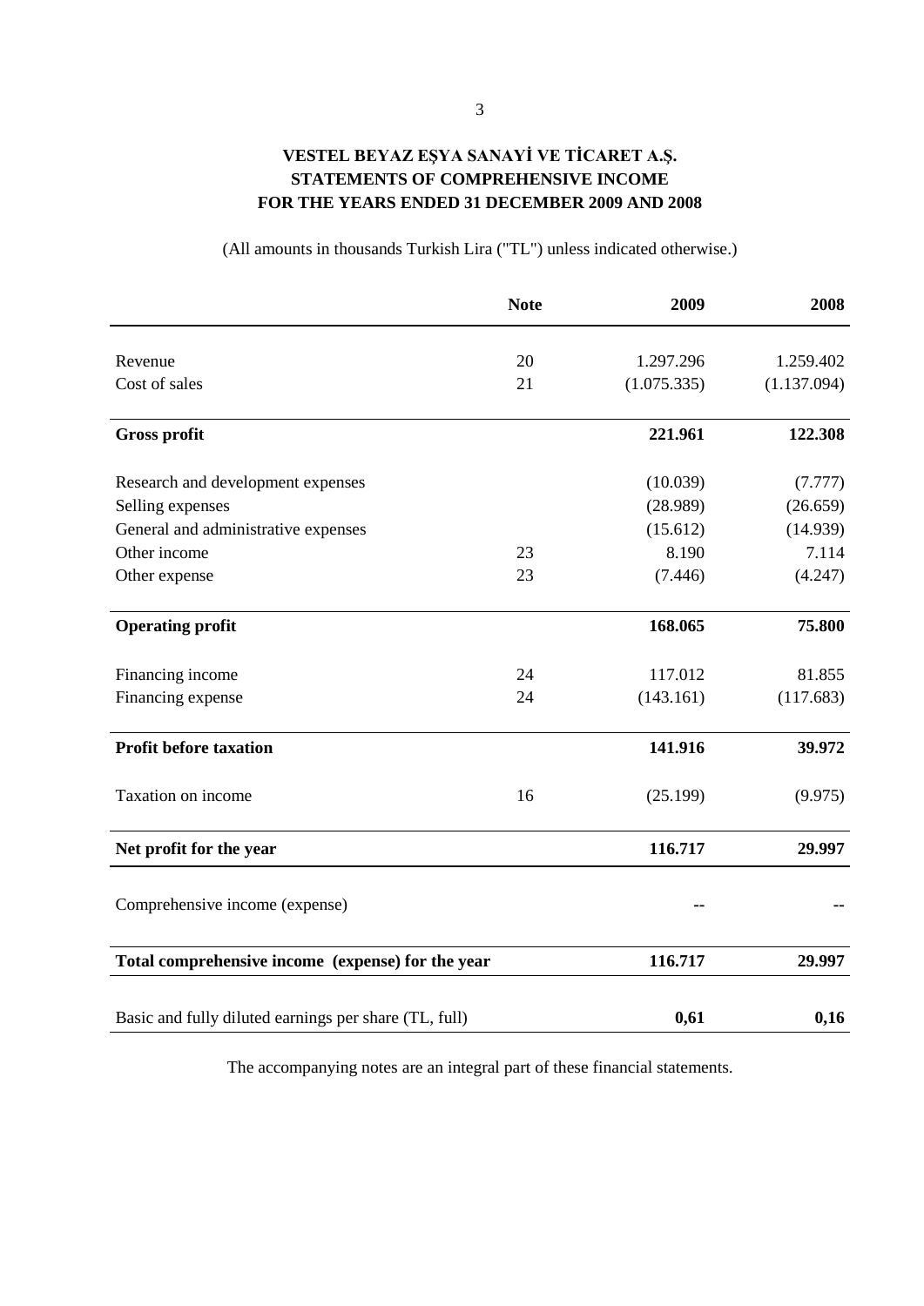**VESTEL BEYAZ EŞYA SANAYİ VE TİCARET A.Ş.**
**STATEMENTS OF COMPREHENSIVE INCOME**
**FOR THE YEARS ENDED 31 DECEMBER 2009 AND 2008**

(All amounts in thousands Turkish Lira ("TL") unless indicated otherwise.)

| | Note | 2009 | 2008 |
|---|---|---|---|
| Revenue | 20 | 1.297.296 | 1.259.402 |
| Cost of sales | 21 | (1.075.335) | (1.137.094) |
| **Gross profit** | | **221.961** | **122.308** |
| Research and development expenses | | (10.039) | (7.777) |
| Selling expenses | | (28.989) | (26.659) |
| General and administrative expenses | | (15.612) | (14.939) |
| Other income | 23 | 8.190 | 7.114 |
| Other expense | 23 | (7.446) | (4.247) |
| **Operating profit** | | **168.065** | **75.800** |
| Financing income | 24 | 117.012 | 81.855 |
| Financing expense | 24 | (143.161) | (117.683) |
| **Profit before taxation** | | **141.916** | **39.972** |
| Taxation on income | 16 | (25.199) | (9.975) |
| **Net profit for the year** | | **116.717** | **29.997** |
| Comprehensive income (expense) | | -- | -- |
| **Total comprehensive income (expense) for the year** | | **116.717** | **29.997** |
| Basic and fully diluted earnings per share (TL, full) | | **0,61** | **0,16** |

The accompanying notes are an integral part of these financial statements.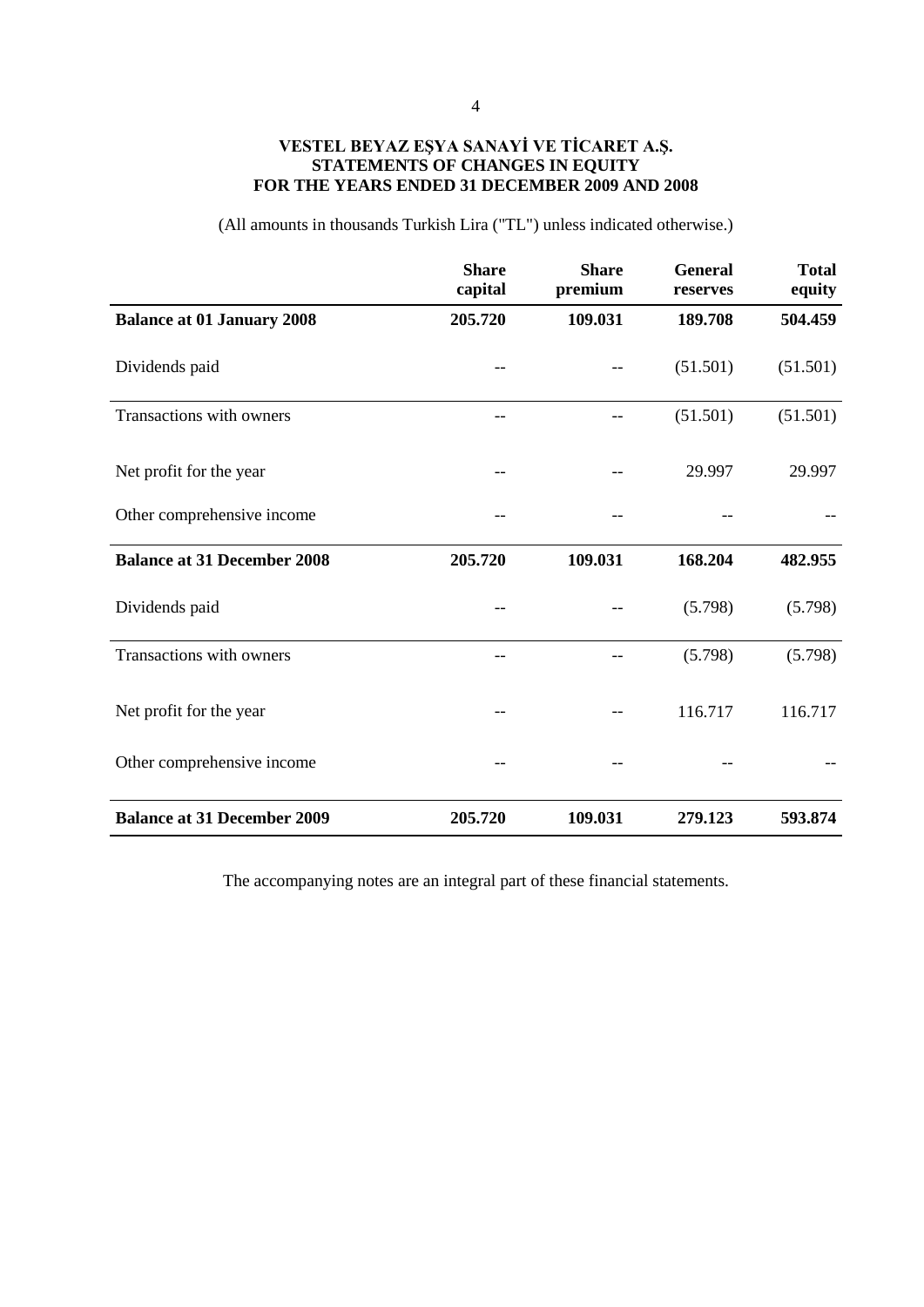**VESTEL BEYAZ EŞYA SANAYİ VE TİCARET A.Ş.**
**STATEMENTS OF CHANGES IN EQUITY**
**FOR THE YEARS ENDED 31 DECEMBER 2009 AND 2008**

(All amounts in thousands Turkish Lira ("TL") unless indicated otherwise.)

| | Share capital | Share premium | General reserves | Total equity |
|---|---|---|---|---|
| **Balance at 01 January 2008** | **205.720** | **109.031** | **189.708** | **504.459** |
| Dividends paid | -- | -- | (51.501) | (51.501) |
| Transactions with owners | -- | -- | (51.501) | (51.501) |
| Net profit for the year | -- | -- | 29.997 | 29.997 |
| Other comprehensive income | -- | -- | -- | -- |
| **Balance at 31 December 2008** | **205.720** | **109.031** | **168.204** | **482.955** |
| Dividends paid | -- | -- | (5.798) | (5.798) |
| Transactions with owners | -- | -- | (5.798) | (5.798) |
| Net profit for the year | -- | -- | 116.717 | 116.717 |
| Other comprehensive income | -- | -- | -- | -- |
| **Balance at 31 December 2009** | **205.720** | **109.031** | **279.123** | **593.874** |

The accompanying notes are an integral part of these financial statements.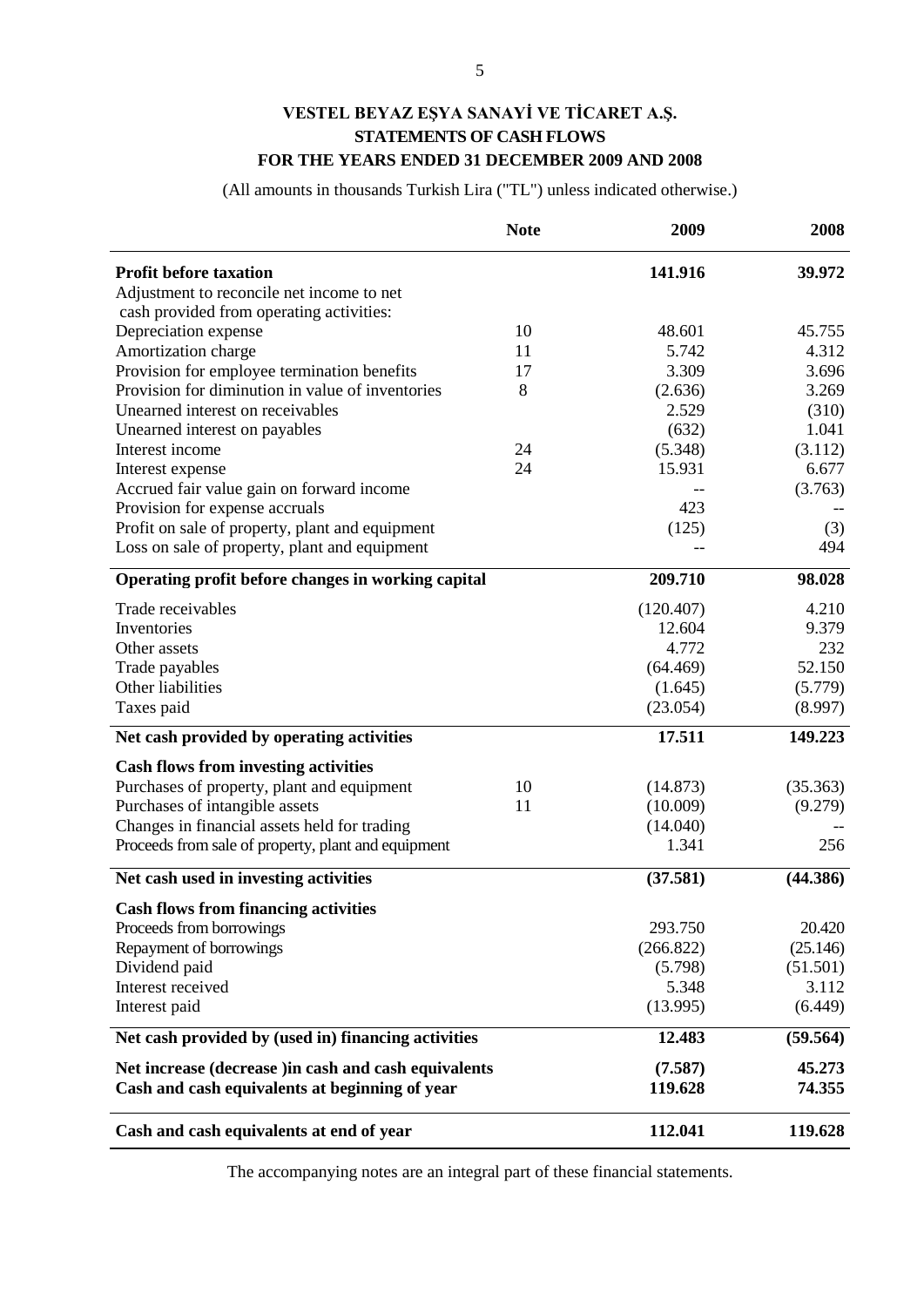# VESTEL BEYAZ EŞYA SANAYİ VE TİCARET A.Ş.
## STATEMENTS OF CASH FLOWS
## FOR THE YEARS ENDED 31 DECEMBER 2009 AND 2008

(All amounts in thousands Turkish Lira ("TL") unless indicated otherwise.)

| | Note | 2009 | 2008 |
|---|---|---|---|
| **Profit before taxation** | | **141.916** | **39.972** |
| Adjustment to reconcile net income to net cash provided from operating activities: | | | |
| Depreciation expense | 10 | 48.601 | 45.755 |
| Amortization charge | 11 | 5.742 | 4.312 |
| Provision for employee termination benefits | 17 | 3.309 | 3.696 |
| Provision for diminution in value of inventories | 8 | (2.636) | 3.269 |
| Unearned interest on receivables | | 2.529 | (310) |
| Unearned interest on payables | | (632) | 1.041 |
| Interest income | 24 | (5.348) | (3.112) |
| Interest expense | 24 | 15.931 | 6.677 |
| Accrued fair value gain on forward income | | -- | (3.763) |
| Provision for expense accruals | | 423 | -- |
| Profit on sale of property, plant and equipment | | (125) | (3) |
| Loss on sale of property, plant and equipment | | -- | 494 |
| **Operating profit before changes in working capital** | | **209.710** | **98.028** |
| Trade receivables | | (120.407) | 4.210 |
| Inventories | | 12.604 | 9.379 |
| Other assets | | 4.772 | 232 |
| Trade payables | | (64.469) | 52.150 |
| Other liabilities | | (1.645) | (5.779) |
| Taxes paid | | (23.054) | (8.997) |
| **Net cash provided by operating activities** | | **17.511** | **149.223** |
| **Cash flows from investing activities** | | | |
| Purchases of property, plant and equipment | 10 | (14.873) | (35.363) |
| Purchases of intangible assets | 11 | (10.009) | (9.279) |
| Changes in financial assets held for trading | | (14.040) | -- |
| Proceeds from sale of property, plant and equipment | | 1.341 | 256 |
| **Net cash used in investing activities** | | **(37.581)** | **(44.386)** |
| **Cash flows from financing activities** | | | |
| Proceeds from borrowings | | 293.750 | 20.420 |
| Repayment of borrowings | | (266.822) | (25.146) |
| Dividend paid | | (5.798) | (51.501) |
| Interest received | | 5.348 | 3.112 |
| Interest paid | | (13.995) | (6.449) |
| **Net cash provided by (used in) financing activities** | | **12.483** | **(59.564)** |
| **Net increase (decrease )in cash and cash equivalents** | | **(7.587)** | **45.273** |
| **Cash and cash equivalents at beginning of year** | | **119.628** | **74.355** |
| **Cash and cash equivalents at end of year** | | **112.041** | **119.628** |

The accompanying notes are an integral part of these financial statements.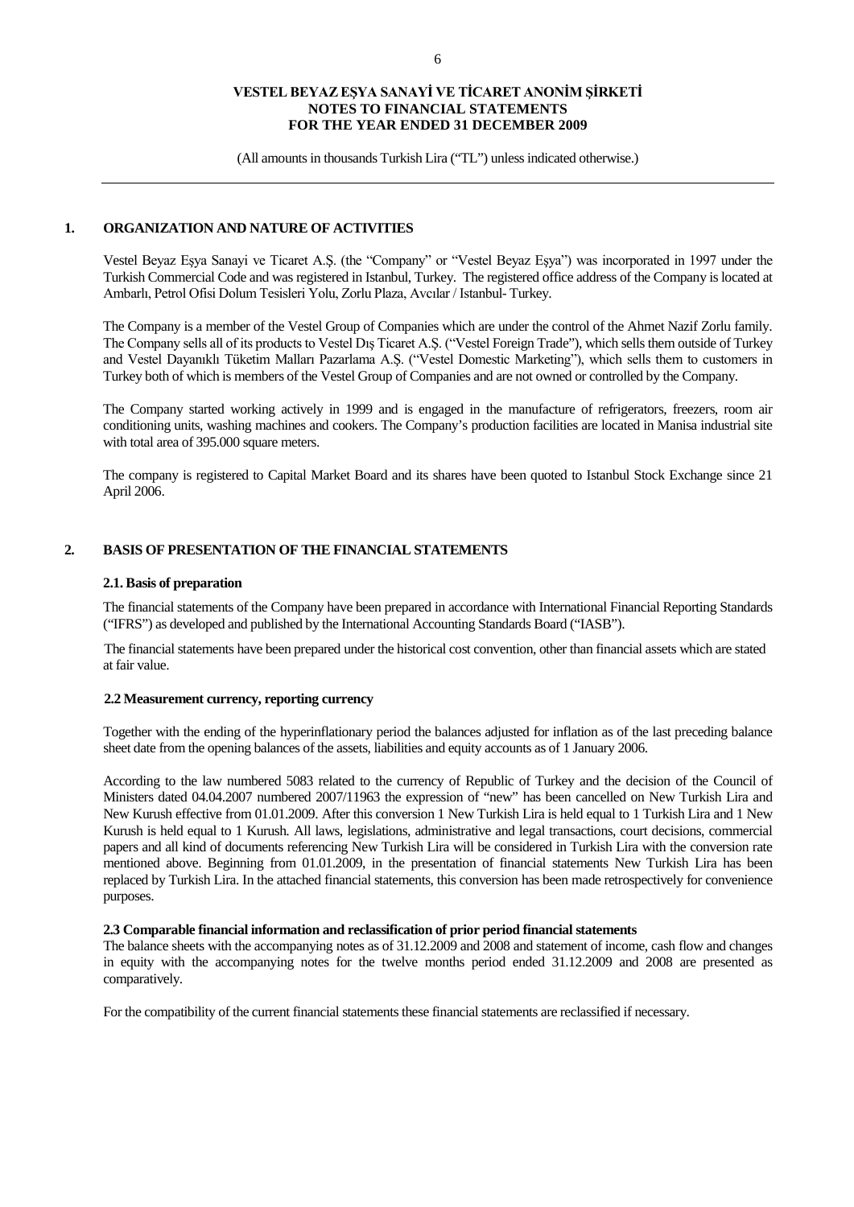## 1. ORGANIZATION AND NATURE OF ACTIVITIES

Vestel Beyaz Eşya Sanayi ve Ticaret A.Ş. (the "Company" or "Vestel Beyaz Eşya") was incorporated in 1997 under the Turkish Commercial Code and was registered in Istanbul, Turkey. The registered office address of the Company is located at Ambarlı, Petrol Ofisi Dolum Tesisleri Yolu, Zorlu Plaza, Avcılar / Istanbul- Turkey.

The Company is a member of the Vestel Group of Companies which are under the control of the Ahmet Nazif Zorlu family. The Company sells all of its products to Vestel Dış Ticaret A.Ş. ("Vestel Foreign Trade"), which sells them outside of Turkey and Vestel Dayanıklı Tüketim Malları Pazarlama A.Ş. ("Vestel Domestic Marketing"), which sells them to customers in Turkey both of which is members of the Vestel Group of Companies and are not owned or controlled by the Company.

The Company started working actively in 1999 and is engaged in the manufacture of refrigerators, freezers, room air conditioning units, washing machines and cookers. The Company's production facilities are located in Manisa industrial site with total area of 395.000 square meters.

The company is registered to Capital Market Board and its shares have been quoted to Istanbul Stock Exchange since 21 April 2006.

## 2. BASIS OF PRESENTATION OF THE FINANCIAL STATEMENTS

### 2.1. Basis of preparation

The financial statements of the Company have been prepared in accordance with International Financial Reporting Standards ("IFRS") as developed and published by the International Accounting Standards Board ("IASB").

The financial statements have been prepared under the historical cost convention, other than financial assets which are stated at fair value.

### 2.2 Measurement currency, reporting currency

Together with the ending of the hyperinflationary period the balances adjusted for inflation as of the last preceding balance sheet date from the opening balances of the assets, liabilities and equity accounts as of 1 January 2006.

According to the law numbered 5083 related to the currency of Republic of Turkey and the decision of the Council of Ministers dated 04.04.2007 numbered 2007/11963 the expression of "new" has been cancelled on New Turkish Lira and New Kurush effective from 01.01.2009. After this conversion 1 New Turkish Lira is held equal to 1 Turkish Lira and 1 New Kurush is held equal to 1 Kurush. All laws, legislations, administrative and legal transactions, court decisions, commercial papers and all kind of documents referencing New Turkish Lira will be considered in Turkish Lira with the conversion rate mentioned above. Beginning from 01.01.2009, in the presentation of financial statements New Turkish Lira has been replaced by Turkish Lira. In the attached financial statements, this conversion has been made retrospectively for convenience purposes.

### 2.3 Comparable financial information and reclassification of prior period financial statements

The balance sheets with the accompanying notes as of 31.12.2009 and 2008 and statement of income, cash flow and changes in equity with the accompanying notes for the twelve months period ended 31.12.2009 and 2008 are presented as comparatively.

For the compatibility of the current financial statements these financial statements are reclassified if necessary.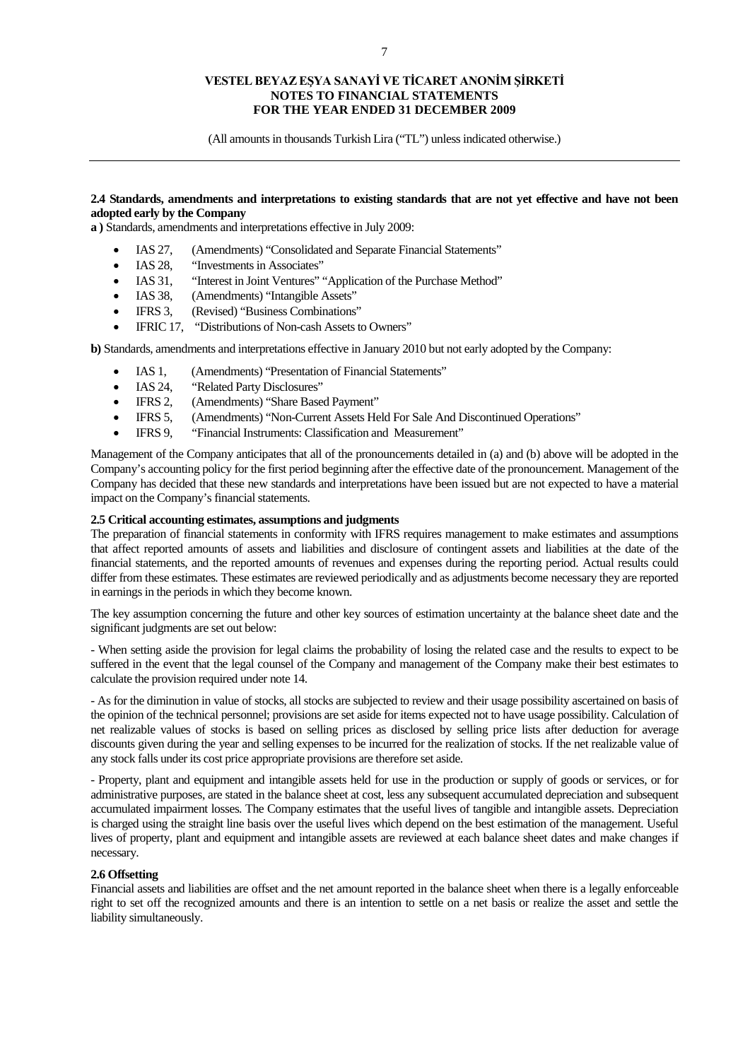## 2.4 Standards, amendments and interpretations to existing standards that are not yet effective and have not been adopted early by the Company

**a )** Standards, amendments and interpretations effective in July 2009:

- IAS 27, (Amendments) "Consolidated and Separate Financial Statements"
- IAS 28, "Investments in Associates"
- IAS 31, "Interest in Joint Ventures" "Application of the Purchase Method"
- IAS 38, (Amendments) "Intangible Assets"
- IFRS 3, (Revised) "Business Combinations"
- IFRIC 17, "Distributions of Non-cash Assets to Owners"

**b)** Standards, amendments and interpretations effective in January 2010 but not early adopted by the Company:

- IAS 1, (Amendments) "Presentation of Financial Statements"
- IAS 24, "Related Party Disclosures"
- IFRS 2, (Amendments) "Share Based Payment"
- IFRS 5, (Amendments) "Non-Current Assets Held For Sale And Discontinued Operations"
- IFRS 9, "Financial Instruments: Classification and Measurement"

Management of the Company anticipates that all of the pronouncements detailed in (a) and (b) above will be adopted in the Company's accounting policy for the first period beginning after the effective date of the pronouncement. Management of the Company has decided that these new standards and interpretations have been issued but are not expected to have a material impact on the Company's financial statements.

## 2.5 Critical accounting estimates, assumptions and judgments

The preparation of financial statements in conformity with IFRS requires management to make estimates and assumptions that affect reported amounts of assets and liabilities and disclosure of contingent assets and liabilities at the date of the financial statements, and the reported amounts of revenues and expenses during the reporting period. Actual results could differ from these estimates. These estimates are reviewed periodically and as adjustments become necessary they are reported in earnings in the periods in which they become known.

The key assumption concerning the future and other key sources of estimation uncertainty at the balance sheet date and the significant judgments are set out below:

- When setting aside the provision for legal claims the probability of losing the related case and the results to expect to be suffered in the event that the legal counsel of the Company and management of the Company make their best estimates to calculate the provision required under note 14.

- As for the diminution in value of stocks, all stocks are subjected to review and their usage possibility ascertained on basis of the opinion of the technical personnel; provisions are set aside for items expected not to have usage possibility. Calculation of net realizable values of stocks is based on selling prices as disclosed by selling price lists after deduction for average discounts given during the year and selling expenses to be incurred for the realization of stocks. If the net realizable value of any stock falls under its cost price appropriate provisions are therefore set aside.

- Property, plant and equipment and intangible assets held for use in the production or supply of goods or services, or for administrative purposes, are stated in the balance sheet at cost, less any subsequent accumulated depreciation and subsequent accumulated impairment losses. The Company estimates that the useful lives of tangible and intangible assets. Depreciation is charged using the straight line basis over the useful lives which depend on the best estimation of the management. Useful lives of property, plant and equipment and intangible assets are reviewed at each balance sheet dates and make changes if necessary.

## 2.6 Offsetting

Financial assets and liabilities are offset and the net amount reported in the balance sheet when there is a legally enforceable right to set off the recognized amounts and there is an intention to settle on a net basis or realize the asset and settle the liability simultaneously.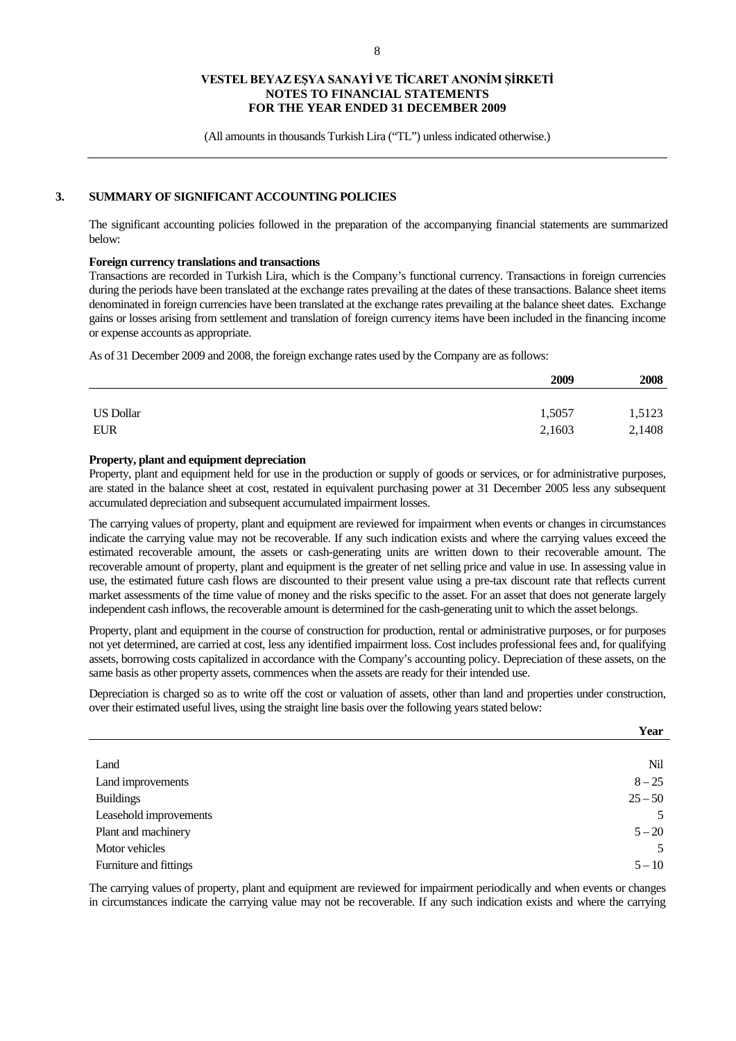## 3. SUMMARY OF SIGNIFICANT ACCOUNTING POLICIES

The significant accounting policies followed in the preparation of the accompanying financial statements are summarized below:

**Foreign currency translations and transactions**

Transactions are recorded in Turkish Lira, which is the Company's functional currency. Transactions in foreign currencies during the periods have been translated at the exchange rates prevailing at the dates of these transactions. Balance sheet items denominated in foreign currencies have been translated at the exchange rates prevailing at the balance sheet dates. Exchange gains or losses arising from settlement and translation of foreign currency items have been included in the financing income or expense accounts as appropriate.

As of 31 December 2009 and 2008, the foreign exchange rates used by the Company are as follows:

| | 2009 | 2008 |
|---|---|---|
| US Dollar | 1,5057 | 1,5123 |
| EUR | 2,1603 | 2,1408 |

**Property, plant and equipment depreciation**

Property, plant and equipment held for use in the production or supply of goods or services, or for administrative purposes, are stated in the balance sheet at cost, restated in equivalent purchasing power at 31 December 2005 less any subsequent accumulated depreciation and subsequent accumulated impairment losses.

The carrying values of property, plant and equipment are reviewed for impairment when events or changes in circumstances indicate the carrying value may not be recoverable. If any such indication exists and where the carrying values exceed the estimated recoverable amount, the assets or cash-generating units are written down to their recoverable amount. The recoverable amount of property, plant and equipment is the greater of net selling price and value in use. In assessing value in use, the estimated future cash flows are discounted to their present value using a pre-tax discount rate that reflects current market assessments of the time value of money and the risks specific to the asset. For an asset that does not generate largely independent cash inflows, the recoverable amount is determined for the cash-generating unit to which the asset belongs.

Property, plant and equipment in the course of construction for production, rental or administrative purposes, or for purposes not yet determined, are carried at cost, less any identified impairment loss. Cost includes professional fees and, for qualifying assets, borrowing costs capitalized in accordance with the Company's accounting policy. Depreciation of these assets, on the same basis as other property assets, commences when the assets are ready for their intended use.

Depreciation is charged so as to write off the cost or valuation of assets, other than land and properties under construction, over their estimated useful lives, using the straight line basis over the following years stated below:

| | Year |
|---|---|
| Land | Nil |
| Land improvements | 8 – 25 |
| Buildings | 25 – 50 |
| Leasehold improvements | 5 |
| Plant and machinery | 5 – 20 |
| Motor vehicles | 5 |
| Furniture and fittings | 5 – 10 |

The carrying values of property, plant and equipment are reviewed for impairment periodically and when events or changes in circumstances indicate the carrying value may not be recoverable. If any such indication exists and where the carrying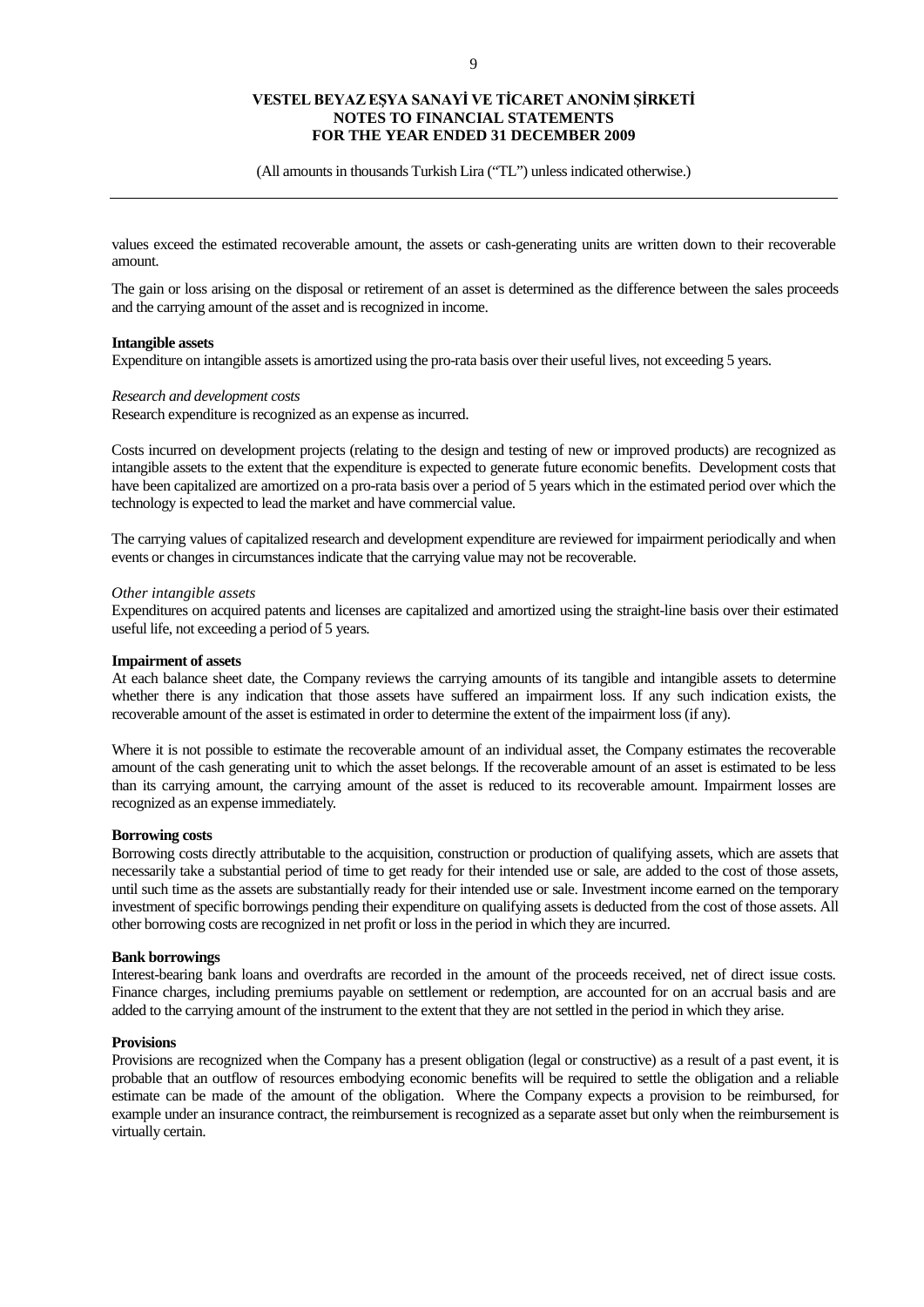values exceed the estimated recoverable amount, the assets or cash-generating units are written down to their recoverable amount.

The gain or loss arising on the disposal or retirement of an asset is determined as the difference between the sales proceeds and the carrying amount of the asset and is recognized in income.

**Intangible assets**

Expenditure on intangible assets is amortized using the pro-rata basis over their useful lives, not exceeding 5 years.

*Research and development costs*

Research expenditure is recognized as an expense as incurred.

Costs incurred on development projects (relating to the design and testing of new or improved products) are recognized as intangible assets to the extent that the expenditure is expected to generate future economic benefits. Development costs that have been capitalized are amortized on a pro-rata basis over a period of 5 years which in the estimated period over which the technology is expected to lead the market and have commercial value.

The carrying values of capitalized research and development expenditure are reviewed for impairment periodically and when events or changes in circumstances indicate that the carrying value may not be recoverable.

*Other intangible assets*

Expenditures on acquired patents and licenses are capitalized and amortized using the straight-line basis over their estimated useful life, not exceeding a period of 5 years.

**Impairment of assets**

At each balance sheet date, the Company reviews the carrying amounts of its tangible and intangible assets to determine whether there is any indication that those assets have suffered an impairment loss. If any such indication exists, the recoverable amount of the asset is estimated in order to determine the extent of the impairment loss (if any).

Where it is not possible to estimate the recoverable amount of an individual asset, the Company estimates the recoverable amount of the cash generating unit to which the asset belongs. If the recoverable amount of an asset is estimated to be less than its carrying amount, the carrying amount of the asset is reduced to its recoverable amount. Impairment losses are recognized as an expense immediately.

**Borrowing costs**

Borrowing costs directly attributable to the acquisition, construction or production of qualifying assets, which are assets that necessarily take a substantial period of time to get ready for their intended use or sale, are added to the cost of those assets, until such time as the assets are substantially ready for their intended use or sale. Investment income earned on the temporary investment of specific borrowings pending their expenditure on qualifying assets is deducted from the cost of those assets. All other borrowing costs are recognized in net profit or loss in the period in which they are incurred.

**Bank borrowings**

Interest-bearing bank loans and overdrafts are recorded in the amount of the proceeds received, net of direct issue costs. Finance charges, including premiums payable on settlement or redemption, are accounted for on an accrual basis and are added to the carrying amount of the instrument to the extent that they are not settled in the period in which they arise.

**Provisions**

Provisions are recognized when the Company has a present obligation (legal or constructive) as a result of a past event, it is probable that an outflow of resources embodying economic benefits will be required to settle the obligation and a reliable estimate can be made of the amount of the obligation. Where the Company expects a provision to be reimbursed, for example under an insurance contract, the reimbursement is recognized as a separate asset but only when the reimbursement is virtually certain.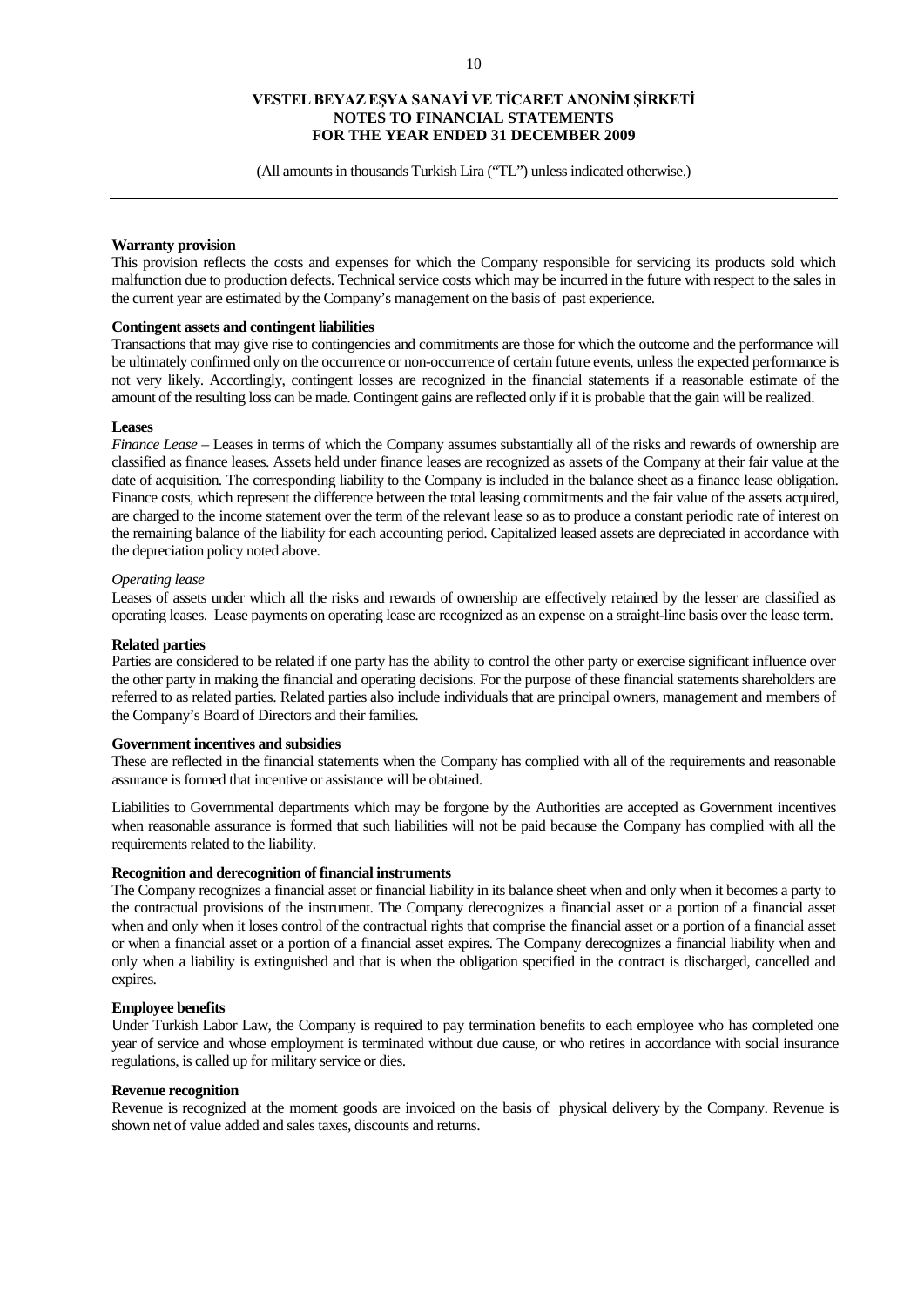**Warranty provision**

This provision reflects the costs and expenses for which the Company responsible for servicing its products sold which malfunction due to production defects. Technical service costs which may be incurred in the future with respect to the sales in the current year are estimated by the Company's management on the basis of past experience.

**Contingent assets and contingent liabilities**

Transactions that may give rise to contingencies and commitments are those for which the outcome and the performance will be ultimately confirmed only on the occurrence or non-occurrence of certain future events, unless the expected performance is not very likely. Accordingly, contingent losses are recognized in the financial statements if a reasonable estimate of the amount of the resulting loss can be made. Contingent gains are reflected only if it is probable that the gain will be realized.

**Leases**

*Finance Lease* – Leases in terms of which the Company assumes substantially all of the risks and rewards of ownership are classified as finance leases. Assets held under finance leases are recognized as assets of the Company at their fair value at the date of acquisition. The corresponding liability to the Company is included in the balance sheet as a finance lease obligation. Finance costs, which represent the difference between the total leasing commitments and the fair value of the assets acquired, are charged to the income statement over the term of the relevant lease so as to produce a constant periodic rate of interest on the remaining balance of the liability for each accounting period. Capitalized leased assets are depreciated in accordance with the depreciation policy noted above.

*Operating lease*

Leases of assets under which all the risks and rewards of ownership are effectively retained by the lesser are classified as operating leases. Lease payments on operating lease are recognized as an expense on a straight-line basis over the lease term.

**Related parties**

Parties are considered to be related if one party has the ability to control the other party or exercise significant influence over the other party in making the financial and operating decisions. For the purpose of these financial statements shareholders are referred to as related parties. Related parties also include individuals that are principal owners, management and members of the Company's Board of Directors and their families.

**Government incentives and subsidies**

These are reflected in the financial statements when the Company has complied with all of the requirements and reasonable assurance is formed that incentive or assistance will be obtained.

Liabilities to Governmental departments which may be forgone by the Authorities are accepted as Government incentives when reasonable assurance is formed that such liabilities will not be paid because the Company has complied with all the requirements related to the liability.

**Recognition and derecognition of financial instruments**

The Company recognizes a financial asset or financial liability in its balance sheet when and only when it becomes a party to the contractual provisions of the instrument. The Company derecognizes a financial asset or a portion of a financial asset when and only when it loses control of the contractual rights that comprise the financial asset or a portion of a financial asset or when a financial asset or a portion of a financial asset expires. The Company derecognizes a financial liability when and only when a liability is extinguished and that is when the obligation specified in the contract is discharged, cancelled and expires.

**Employee benefits**

Under Turkish Labor Law, the Company is required to pay termination benefits to each employee who has completed one year of service and whose employment is terminated without due cause, or who retires in accordance with social insurance regulations, is called up for military service or dies.

**Revenue recognition**

Revenue is recognized at the moment goods are invoiced on the basis of physical delivery by the Company. Revenue is shown net of value added and sales taxes, discounts and returns.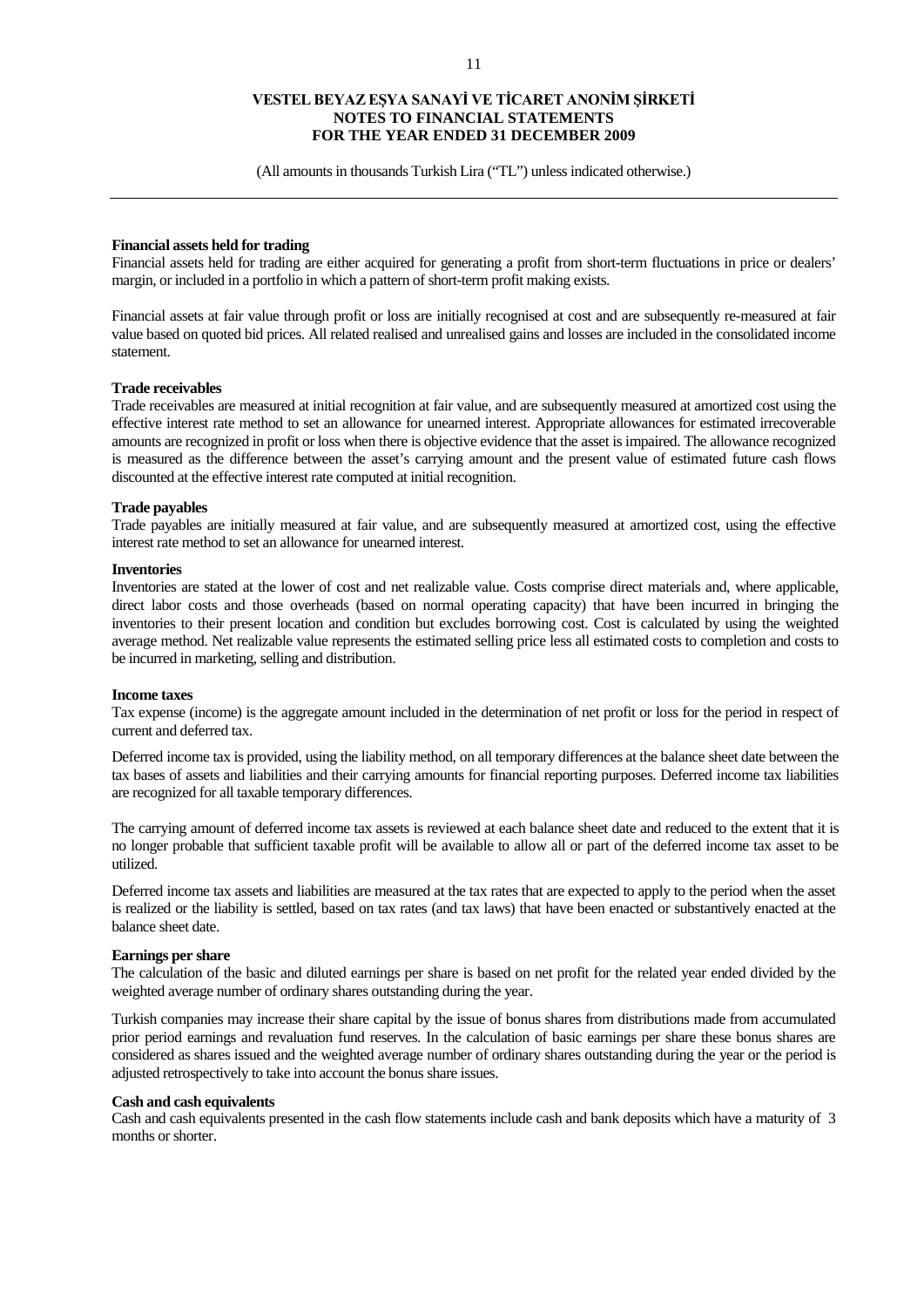**Financial assets held for trading**

Financial assets held for trading are either acquired for generating a profit from short-term fluctuations in price or dealers' margin, or included in a portfolio in which a pattern of short-term profit making exists.

Financial assets at fair value through profit or loss are initially recognised at cost and are subsequently re-measured at fair value based on quoted bid prices. All related realised and unrealised gains and losses are included in the consolidated income statement.

**Trade receivables**

Trade receivables are measured at initial recognition at fair value, and are subsequently measured at amortized cost using the effective interest rate method to set an allowance for unearned interest. Appropriate allowances for estimated irrecoverable amounts are recognized in profit or loss when there is objective evidence that the asset is impaired. The allowance recognized is measured as the difference between the asset's carrying amount and the present value of estimated future cash flows discounted at the effective interest rate computed at initial recognition.

**Trade payables**

Trade payables are initially measured at fair value, and are subsequently measured at amortized cost, using the effective interest rate method to set an allowance for unearned interest.

**Inventories**

Inventories are stated at the lower of cost and net realizable value. Costs comprise direct materials and, where applicable, direct labor costs and those overheads (based on normal operating capacity) that have been incurred in bringing the inventories to their present location and condition but excludes borrowing cost. Cost is calculated by using the weighted average method. Net realizable value represents the estimated selling price less all estimated costs to completion and costs to be incurred in marketing, selling and distribution.

**Income taxes**

Tax expense (income) is the aggregate amount included in the determination of net profit or loss for the period in respect of current and deferred tax.

Deferred income tax is provided, using the liability method, on all temporary differences at the balance sheet date between the tax bases of assets and liabilities and their carrying amounts for financial reporting purposes. Deferred income tax liabilities are recognized for all taxable temporary differences.

The carrying amount of deferred income tax assets is reviewed at each balance sheet date and reduced to the extent that it is no longer probable that sufficient taxable profit will be available to allow all or part of the deferred income tax asset to be utilized.

Deferred income tax assets and liabilities are measured at the tax rates that are expected to apply to the period when the asset is realized or the liability is settled, based on tax rates (and tax laws) that have been enacted or substantively enacted at the balance sheet date.

**Earnings per share**

The calculation of the basic and diluted earnings per share is based on net profit for the related year ended divided by the weighted average number of ordinary shares outstanding during the year.

Turkish companies may increase their share capital by the issue of bonus shares from distributions made from accumulated prior period earnings and revaluation fund reserves. In the calculation of basic earnings per share these bonus shares are considered as shares issued and the weighted average number of ordinary shares outstanding during the year or the period is adjusted retrospectively to take into account the bonus share issues.

**Cash and cash equivalents**

Cash and cash equivalents presented in the cash flow statements include cash and bank deposits which have a maturity of 3 months or shorter.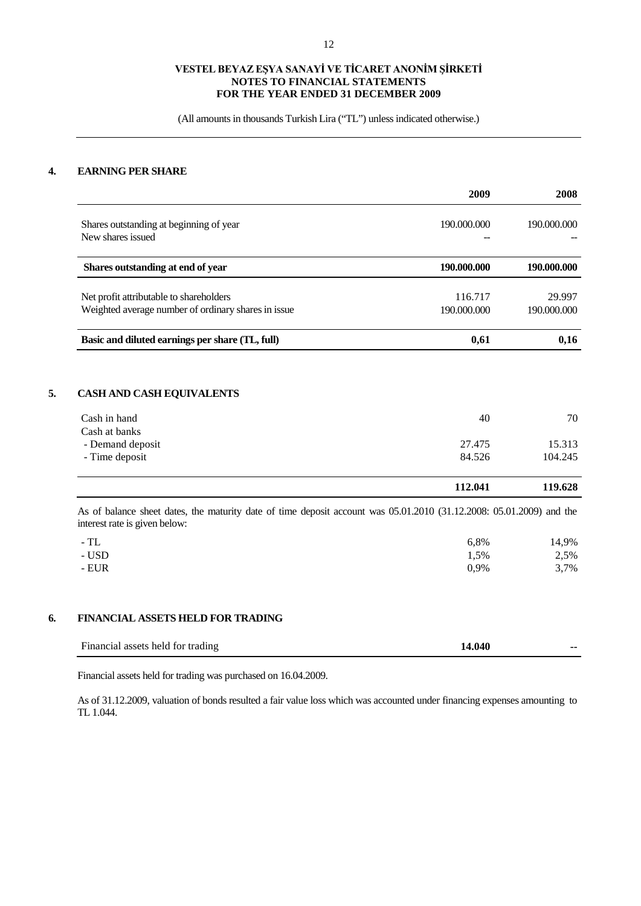**VESTEL BEYAZ EŞYA SANAYİ VE TİCARET ANONİM ŞİRKETİ**
**NOTES TO FINANCIAL STATEMENTS**
**FOR THE YEAR ENDED 31 DECEMBER 2009**

(All amounts in thousands Turkish Lira ("TL") unless indicated otherwise.)

## 4. EARNING PER SHARE

| | 2009 | 2008 |
|---|---|---|
| Shares outstanding at beginning of year | 190.000.000 | 190.000.000 |
| New shares issued | -- | -- |
| **Shares outstanding at end of year** | **190.000.000** | **190.000.000** |
| Net profit attributable to shareholders | 116.717 | 29.997 |
| Weighted average number of ordinary shares in issue | 190.000.000 | 190.000.000 |
| **Basic and diluted earnings per share (TL, full)** | **0,61** | **0,16** |

## 5. CASH AND CASH EQUIVALENTS

| | 2009 | 2008 |
|---|---|---|
| Cash in hand | 40 | 70 |
| Cash at banks | | |
| - Demand deposit | 27.475 | 15.313 |
| - Time deposit | 84.526 | 104.245 |
| | **112.041** | **119.628** |

As of balance sheet dates, the maturity date of time deposit account was 05.01.2010 (31.12.2008: 05.01.2009) and the interest rate is given below:

| | 2009 | 2008 |
|---|---|---|
| - TL | 6,8% | 14,9% |
| - USD | 1,5% | 2,5% |
| - EUR | 0,9% | 3,7% |

## 6. FINANCIAL ASSETS HELD FOR TRADING

| | 2009 | 2008 |
|---|---|---|
| Financial assets held for trading | **14.040** | **--** |

Financial assets held for trading was purchased on 16.04.2009.

As of 31.12.2009, valuation of bonds resulted a fair value loss which was accounted under financing expenses amounting to TL 1.044.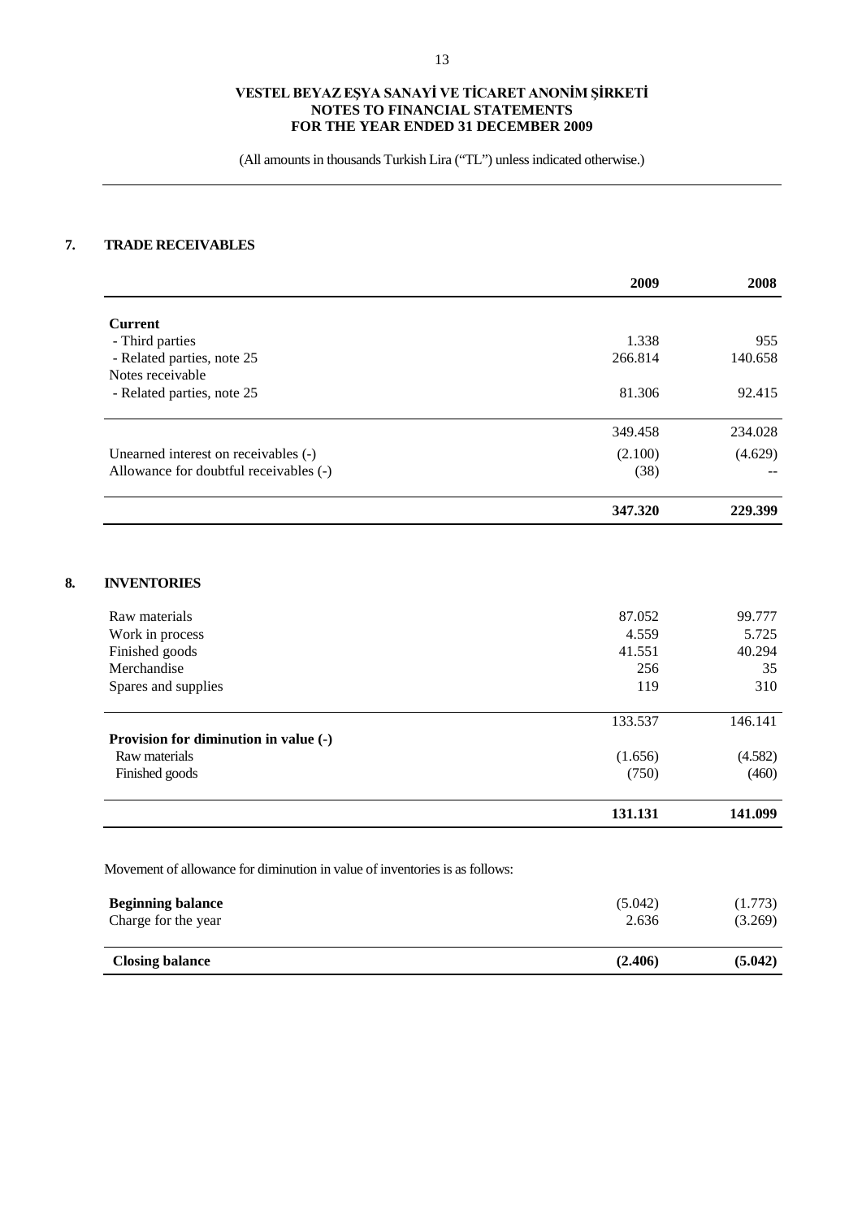VESTEL BEYAZ EŞYA SANAYİ VE TİCARET ANONİM ŞİRKETİ
NOTES TO FINANCIAL STATEMENTS
FOR THE YEAR ENDED 31 DECEMBER 2009

(All amounts in thousands Turkish Lira ("TL") unless indicated otherwise.)

## 7. TRADE RECEIVABLES

| | 2009 | 2008 |
|---|---|---|
| **Current** | | |
| - Third parties | 1.338 | 955 |
| - Related parties, note 25 | 266.814 | 140.658 |
| Notes receivable | | |
| - Related parties, note 25 | 81.306 | 92.415 |
| | 349.458 | 234.028 |
| Unearned interest on receivables (-) | (2.100) | (4.629) |
| Allowance for doubtful receivables (-) | (38) | -- |
| | **347.320** | **229.399** |

## 8. INVENTORIES

| | 2009 | 2008 |
|---|---|---|
| Raw materials | 87.052 | 99.777 |
| Work in process | 4.559 | 5.725 |
| Finished goods | 41.551 | 40.294 |
| Merchandise | 256 | 35 |
| Spares and supplies | 119 | 310 |
| | 133.537 | 146.141 |
| **Provision for diminution in value (-)** | | |
| Raw materials | (1.656) | (4.582) |
| Finished goods | (750) | (460) |
| | **131.131** | **141.099** |

Movement of allowance for diminution in value of inventories is as follows:

| | 2009 | 2008 |
|---|---|---|
| **Beginning balance** | (5.042) | (1.773) |
| Charge for the year | 2.636 | (3.269) |
| **Closing balance** | **(2.406)** | **(5.042)** |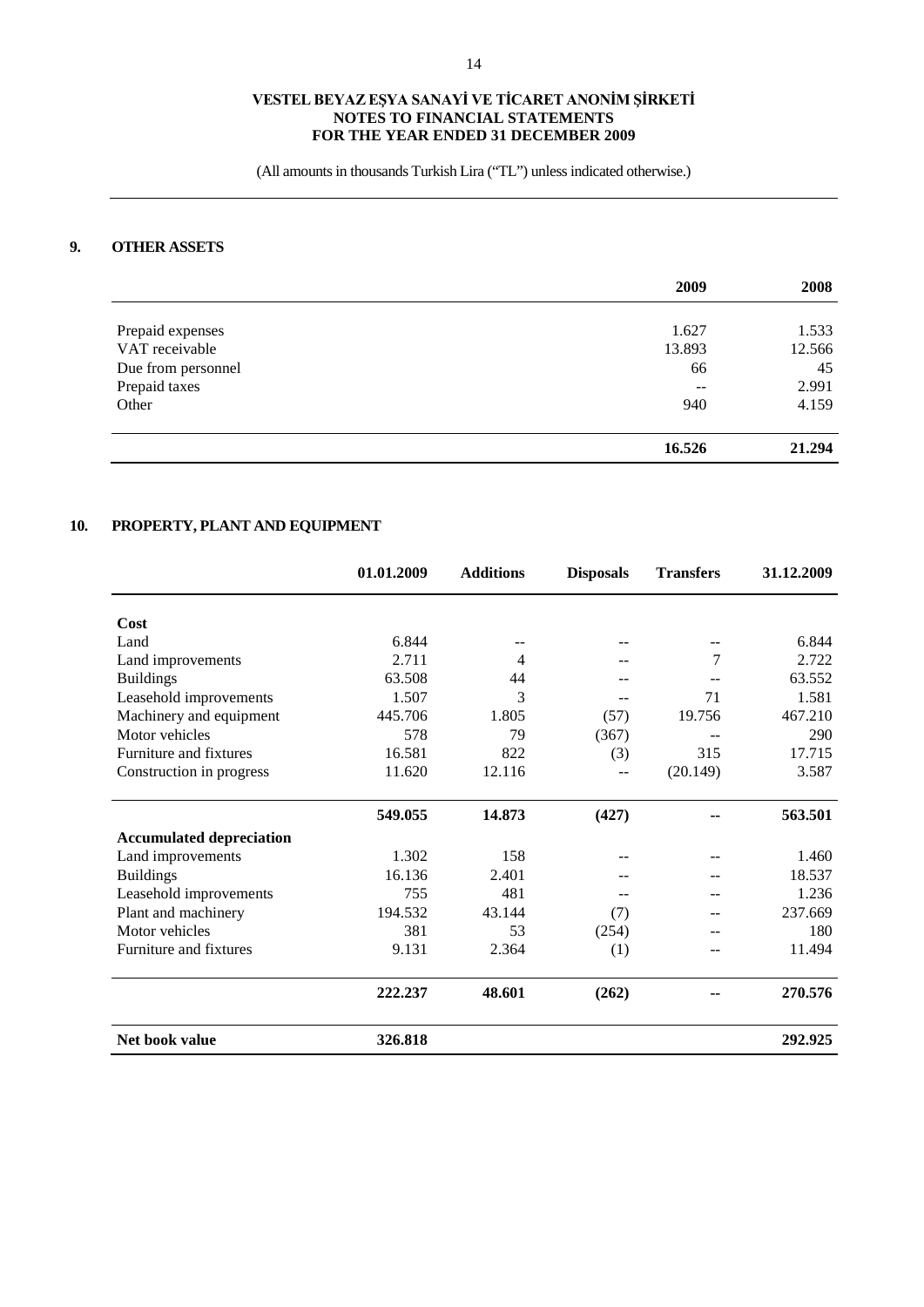**VESTEL BEYAZ EŞYA SANAYİ VE TİCARET ANONİM ŞİRKETİ**
**NOTES TO FINANCIAL STATEMENTS**
**FOR THE YEAR ENDED 31 DECEMBER 2009**

(All amounts in thousands Turkish Lira ("TL") unless indicated otherwise.)

## 9. OTHER ASSETS

| | 2009 | 2008 |
|---|---|---|
| Prepaid expenses | 1.627 | 1.533 |
| VAT receivable | 13.893 | 12.566 |
| Due from personnel | 66 | 45 |
| Prepaid taxes | -- | 2.991 |
| Other | 940 | 4.159 |
| | **16.526** | **21.294** |

## 10. PROPERTY, PLANT AND EQUIPMENT

| | 01.01.2009 | Additions | Disposals | Transfers | 31.12.2009 |
|---|---|---|---|---|---|
| **Cost** | | | | | |
| Land | 6.844 | -- | -- | -- | 6.844 |
| Land improvements | 2.711 | 4 | -- | 7 | 2.722 |
| Buildings | 63.508 | 44 | -- | -- | 63.552 |
| Leasehold improvements | 1.507 | 3 | -- | 71 | 1.581 |
| Machinery and equipment | 445.706 | 1.805 | (57) | 19.756 | 467.210 |
| Motor vehicles | 578 | 79 | (367) | -- | 290 |
| Furniture and fixtures | 16.581 | 822 | (3) | 315 | 17.715 |
| Construction in progress | 11.620 | 12.116 | -- | (20.149) | 3.587 |
| | **549.055** | **14.873** | **(427)** | **--** | **563.501** |
| **Accumulated depreciation** | | | | | |
| Land improvements | 1.302 | 158 | -- | -- | 1.460 |
| Buildings | 16.136 | 2.401 | -- | -- | 18.537 |
| Leasehold improvements | 755 | 481 | -- | -- | 1.236 |
| Plant and machinery | 194.532 | 43.144 | (7) | -- | 237.669 |
| Motor vehicles | 381 | 53 | (254) | -- | 180 |
| Furniture and fixtures | 9.131 | 2.364 | (1) | -- | 11.494 |
| | **222.237** | **48.601** | **(262)** | **--** | **270.576** |
| **Net book value** | **326.818** | | | | **292.925** |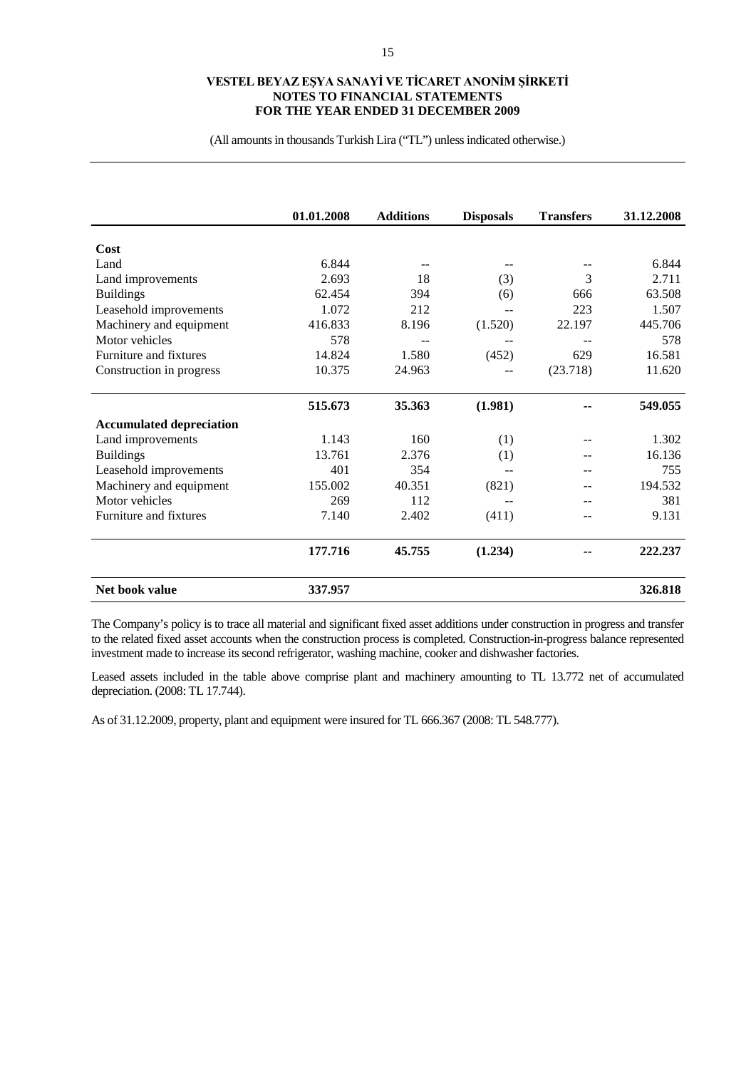| | 01.01.2008 | Additions | Disposals | Transfers | 31.12.2008 |
|---|---|---|---|---|---|
| **Cost** | | | | | |
| Land | 6.844 | -- | -- | -- | 6.844 |
| Land improvements | 2.693 | 18 | (3) | 3 | 2.711 |
| Buildings | 62.454 | 394 | (6) | 666 | 63.508 |
| Leasehold improvements | 1.072 | 212 | -- | 223 | 1.507 |
| Machinery and equipment | 416.833 | 8.196 | (1.520) | 22.197 | 445.706 |
| Motor vehicles | 578 | -- | -- | -- | 578 |
| Furniture and fixtures | 14.824 | 1.580 | (452) | 629 | 16.581 |
| Construction in progress | 10.375 | 24.963 | -- | (23.718) | 11.620 |
| | **515.673** | **35.363** | **(1.981)** | **--** | **549.055** |
| **Accumulated depreciation** | | | | | |
| Land improvements | 1.143 | 160 | (1) | -- | 1.302 |
| Buildings | 13.761 | 2.376 | (1) | -- | 16.136 |
| Leasehold improvements | 401 | 354 | -- | -- | 755 |
| Machinery and equipment | 155.002 | 40.351 | (821) | -- | 194.532 |
| Motor vehicles | 269 | 112 | -- | -- | 381 |
| Furniture and fixtures | 7.140 | 2.402 | (411) | -- | 9.131 |
| | **177.716** | **45.755** | **(1.234)** | **--** | **222.237** |
| **Net book value** | **337.957** | | | | **326.818** |

The Company's policy is to trace all material and significant fixed asset additions under construction in progress and transfer to the related fixed asset accounts when the construction process is completed. Construction-in-progress balance represented investment made to increase its second refrigerator, washing machine, cooker and dishwasher factories.

Leased assets included in the table above comprise plant and machinery amounting to TL 13.772 net of accumulated depreciation. (2008: TL 17.744).

As of 31.12.2009, property, plant and equipment were insured for TL 666.367 (2008: TL 548.777).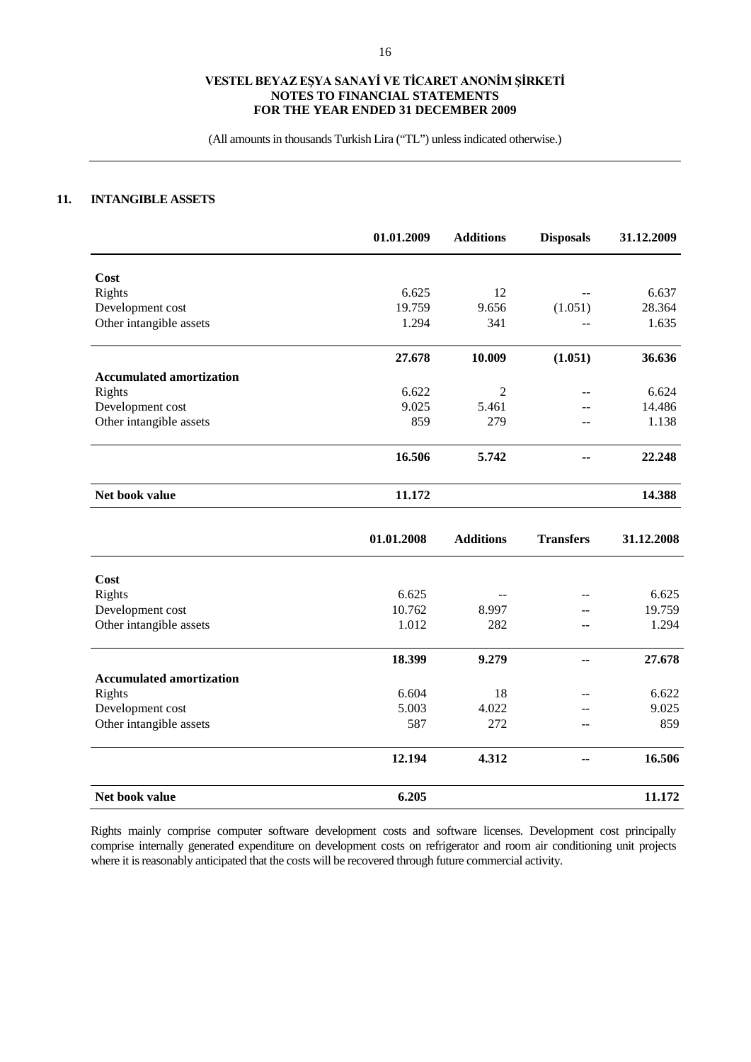## 11. INTANGIBLE ASSETS

| | 01.01.2009 | Additions | Disposals | 31.12.2009 |
|---|---|---|---|---|
| **Cost** | | | | |
| Rights | 6.625 | 12 | -- | 6.637 |
| Development cost | 19.759 | 9.656 | (1.051) | 28.364 |
| Other intangible assets | 1.294 | 341 | -- | 1.635 |
| | **27.678** | **10.009** | **(1.051)** | **36.636** |
| **Accumulated amortization** | | | | |
| Rights | 6.622 | 2 | -- | 6.624 |
| Development cost | 9.025 | 5.461 | -- | 14.486 |
| Other intangible assets | 859 | 279 | -- | 1.138 |
| | **16.506** | **5.742** | **--** | **22.248** |
| **Net book value** | **11.172** | | | **14.388** |

| | 01.01.2008 | Additions | Transfers | 31.12.2008 |
|---|---|---|---|---|
| **Cost** | | | | |
| Rights | 6.625 | -- | -- | 6.625 |
| Development cost | 10.762 | 8.997 | -- | 19.759 |
| Other intangible assets | 1.012 | 282 | -- | 1.294 |
| | **18.399** | **9.279** | **--** | **27.678** |
| **Accumulated amortization** | | | | |
| Rights | 6.604 | 18 | -- | 6.622 |
| Development cost | 5.003 | 4.022 | -- | 9.025 |
| Other intangible assets | 587 | 272 | -- | 859 |
| | **12.194** | **4.312** | **--** | **16.506** |
| **Net book value** | **6.205** | | | **11.172** |

Rights mainly comprise computer software development costs and software licenses. Development cost principally comprise internally generated expenditure on development costs on refrigerator and room air conditioning unit projects where it is reasonably anticipated that the costs will be recovered through future commercial activity.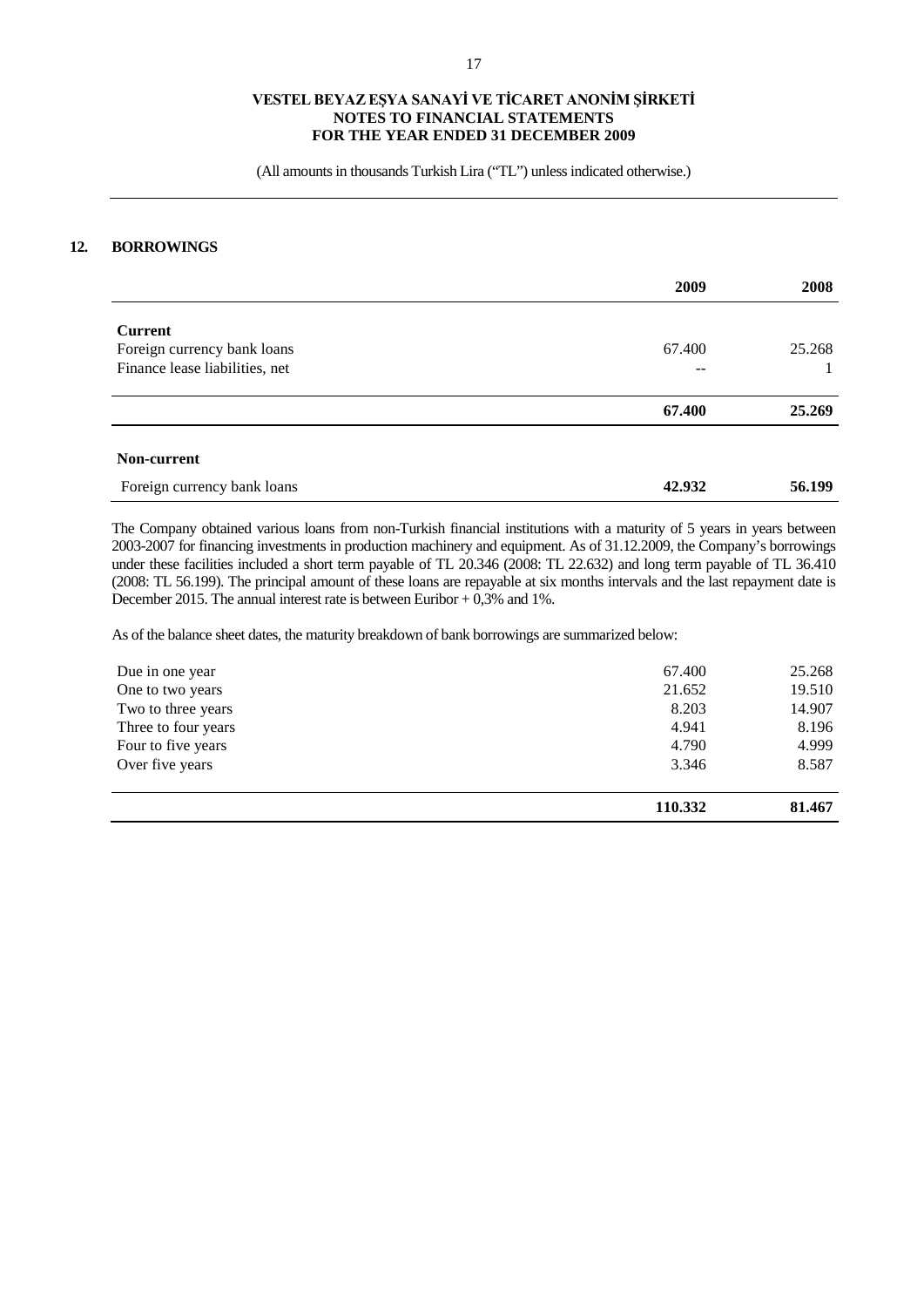## 12. BORROWINGS

| | 2009 | 2008 |
|---|---|---|
| **Current** | | |
| Foreign currency bank loans | 67.400 | 25.268 |
| Finance lease liabilities, net | -- | 1 |
| | **67.400** | **25.269** |
| **Non-current** | | |
| Foreign currency bank loans | **42.932** | **56.199** |

The Company obtained various loans from non-Turkish financial institutions with a maturity of 5 years in years between 2003-2007 for financing investments in production machinery and equipment. As of 31.12.2009, the Company's borrowings under these facilities included a short term payable of TL 20.346 (2008: TL 22.632) and long term payable of TL 36.410 (2008: TL 56.199). The principal amount of these loans are repayable at six months intervals and the last repayment date is December 2015. The annual interest rate is between Euribor + 0,3% and 1%.

As of the balance sheet dates, the maturity breakdown of bank borrowings are summarized below:

| | 2009 | 2008 |
|---|---|---|
| Due in one year | 67.400 | 25.268 |
| One to two years | 21.652 | 19.510 |
| Two to three years | 8.203 | 14.907 |
| Three to four years | 4.941 | 8.196 |
| Four to five years | 4.790 | 4.999 |
| Over five years | 3.346 | 8.587 |
| | **110.332** | **81.467** |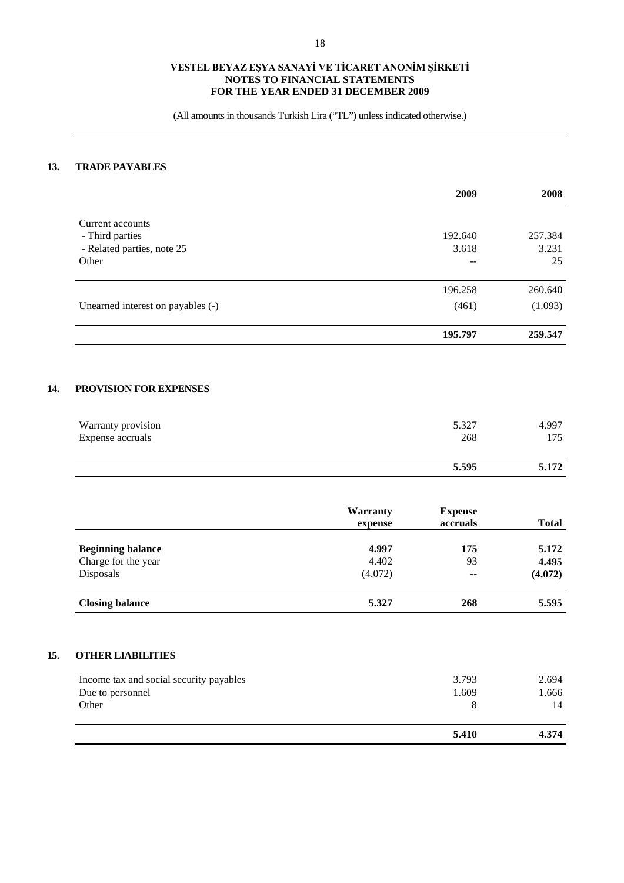**VESTEL BEYAZ EŞYA SANAYİ VE TİCARET ANONİM ŞİRKETİ**
**NOTES TO FINANCIAL STATEMENTS**
**FOR THE YEAR ENDED 31 DECEMBER 2009**

(All amounts in thousands Turkish Lira ("TL") unless indicated otherwise.)

## 13. TRADE PAYABLES

| | 2009 | 2008 |
|---|---|---|
| Current accounts | | |
| - Third parties | 192.640 | 257.384 |
| - Related parties, note 25 | 3.618 | 3.231 |
| Other | -- | 25 |
| | 196.258 | 260.640 |
| Unearned interest on payables (-) | (461) | (1.093) |
| | **195.797** | **259.547** |

## 14. PROVISION FOR EXPENSES

| | | |
|---|---|---|
| Warranty provision | 5.327 | 4.997 |
| Expense accruals | 268 | 175 |
| | **5.595** | **5.172** |

| | Warranty expense | Expense accruals | Total |
|---|---|---|---|
| **Beginning balance** | **4.997** | **175** | **5.172** |
| Charge for the year | 4.402 | 93 | **4.495** |
| Disposals | (4.072) | -- | **(4.072)** |
| **Closing balance** | **5.327** | **268** | **5.595** |

## 15. OTHER LIABILITIES

| | | |
|---|---|---|
| Income tax and social security payables | 3.793 | 2.694 |
| Due to personnel | 1.609 | 1.666 |
| Other | 8 | 14 |
| | **5.410** | **4.374** |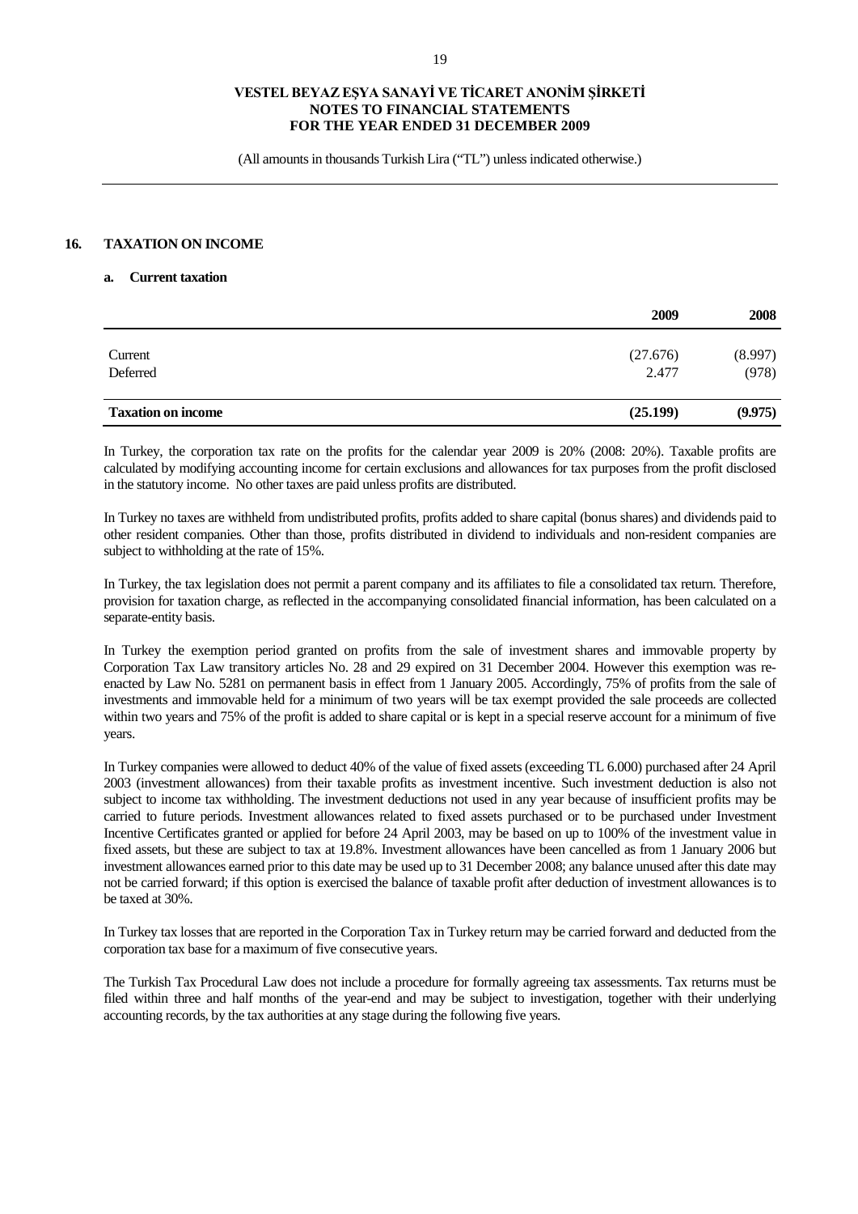## 16. TAXATION ON INCOME

### a. Current taxation

| | 2009 | 2008 |
|---|---|---|
| Current | (27.676) | (8.997) |
| Deferred | 2.477 | (978) |
| **Taxation on income** | **(25.199)** | **(9.975)** |

In Turkey, the corporation tax rate on the profits for the calendar year 2009 is 20% (2008: 20%). Taxable profits are calculated by modifying accounting income for certain exclusions and allowances for tax purposes from the profit disclosed in the statutory income. No other taxes are paid unless profits are distributed.

In Turkey no taxes are withheld from undistributed profits, profits added to share capital (bonus shares) and dividends paid to other resident companies. Other than those, profits distributed in dividend to individuals and non-resident companies are subject to withholding at the rate of 15%.

In Turkey, the tax legislation does not permit a parent company and its affiliates to file a consolidated tax return. Therefore, provision for taxation charge, as reflected in the accompanying consolidated financial information, has been calculated on a separate-entity basis.

In Turkey the exemption period granted on profits from the sale of investment shares and immovable property by Corporation Tax Law transitory articles No. 28 and 29 expired on 31 December 2004. However this exemption was re-enacted by Law No. 5281 on permanent basis in effect from 1 January 2005. Accordingly, 75% of profits from the sale of investments and immovable held for a minimum of two years will be tax exempt provided the sale proceeds are collected within two years and 75% of the profit is added to share capital or is kept in a special reserve account for a minimum of five years.

In Turkey companies were allowed to deduct 40% of the value of fixed assets (exceeding TL 6.000) purchased after 24 April 2003 (investment allowances) from their taxable profits as investment incentive. Such investment deduction is also not subject to income tax withholding. The investment deductions not used in any year because of insufficient profits may be carried to future periods. Investment allowances related to fixed assets purchased or to be purchased under Investment Incentive Certificates granted or applied for before 24 April 2003, may be based on up to 100% of the investment value in fixed assets, but these are subject to tax at 19.8%. Investment allowances have been cancelled as from 1 January 2006 but investment allowances earned prior to this date may be used up to 31 December 2008; any balance unused after this date may not be carried forward; if this option is exercised the balance of taxable profit after deduction of investment allowances is to be taxed at 30%.

In Turkey tax losses that are reported in the Corporation Tax in Turkey return may be carried forward and deducted from the corporation tax base for a maximum of five consecutive years.

The Turkish Tax Procedural Law does not include a procedure for formally agreeing tax assessments. Tax returns must be filed within three and half months of the year-end and may be subject to investigation, together with their underlying accounting records, by the tax authorities at any stage during the following five years.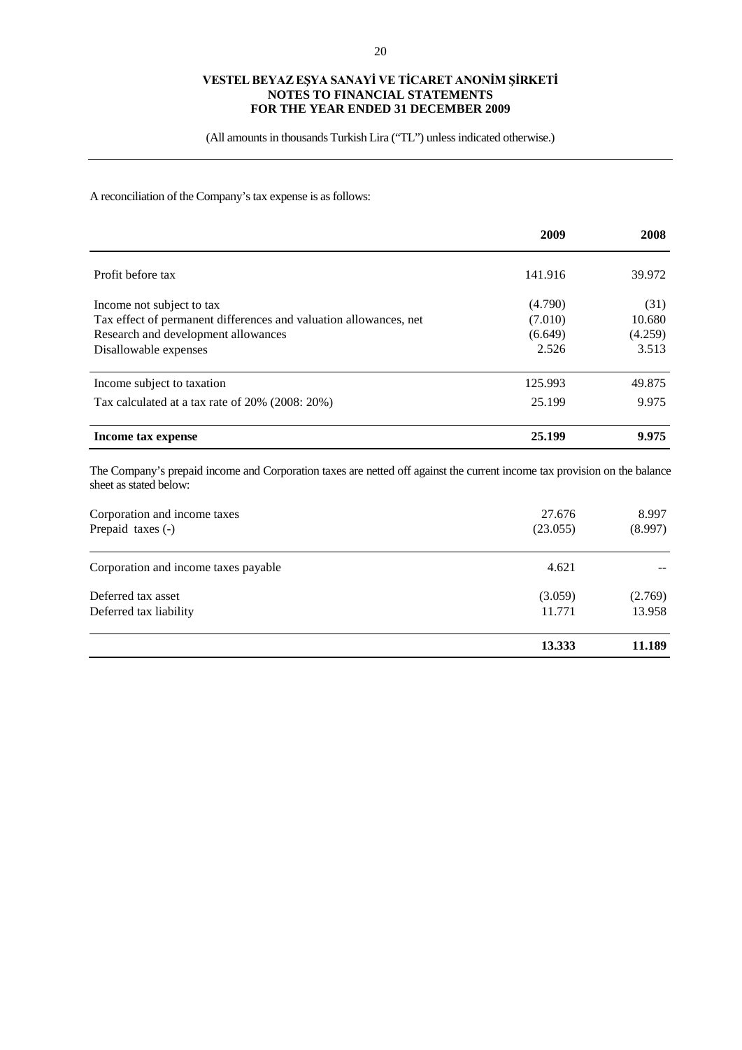A reconciliation of the Company's tax expense is as follows:

| | 2009 | 2008 |
|---|---|---|
| Profit before tax | 141.916 | 39.972 |
| Income not subject to tax | (4.790) | (31) |
| Tax effect of permanent differences and valuation allowances, net | (7.010) | 10.680 |
| Research and development allowances | (6.649) | (4.259) |
| Disallowable expenses | 2.526 | 3.513 |
| Income subject to taxation | 125.993 | 49.875 |
| Tax calculated at a tax rate of 20% (2008: 20%) | 25.199 | 9.975 |
| **Income tax expense** | **25.199** | **9.975** |

The Company's prepaid income and Corporation taxes are netted off against the current income tax provision on the balance sheet as stated below:

| | 2009 | 2008 |
|---|---|---|
| Corporation and income taxes | 27.676 | 8.997 |
| Prepaid taxes (-) | (23.055) | (8.997) |
| Corporation and income taxes payable | 4.621 | -- |
| Deferred tax asset | (3.059) | (2.769) |
| Deferred tax liability | 11.771 | 13.958 |
| | **13.333** | **11.189** |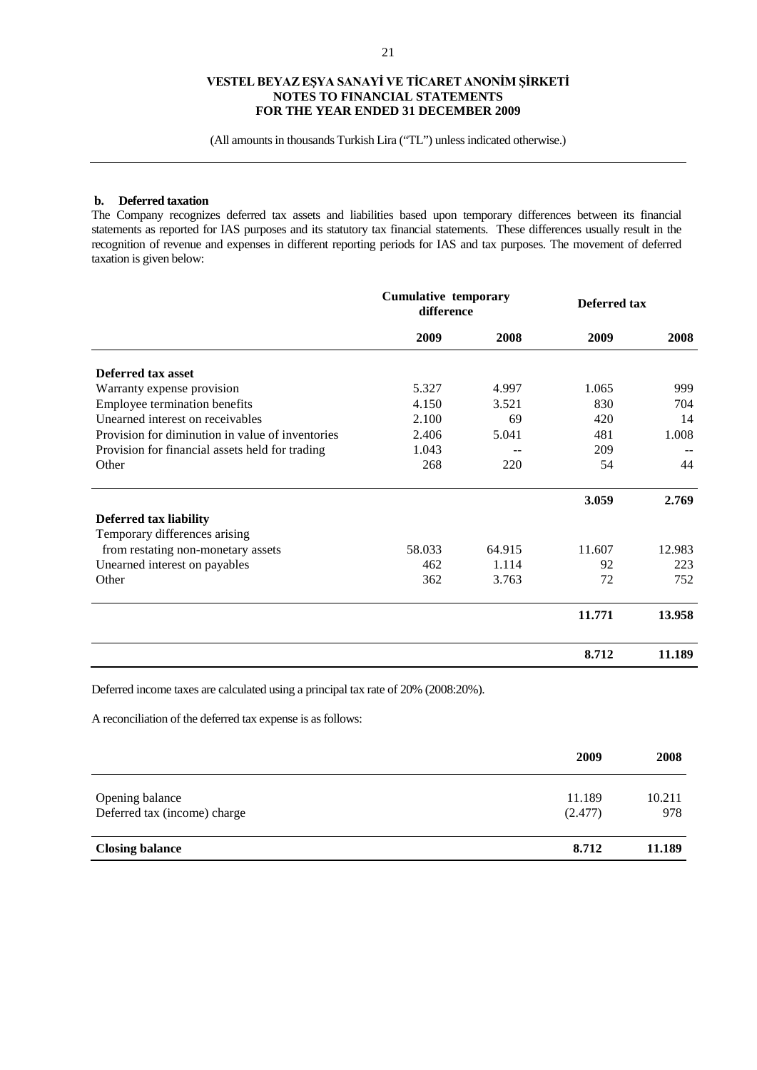**b. Deferred taxation**

The Company recognizes deferred tax assets and liabilities based upon temporary differences between its financial statements as reported for IAS purposes and its statutory tax financial statements. These differences usually result in the recognition of revenue and expenses in different reporting periods for IAS and tax purposes. The movement of deferred taxation is given below:

| | Cumulative temporary difference | | Deferred tax | |
|---|---|---|---|---|
| | **2009** | **2008** | **2009** | **2008** |
| **Deferred tax asset** | | | | |
| Warranty expense provision | 5.327 | 4.997 | 1.065 | 999 |
| Employee termination benefits | 4.150 | 3.521 | 830 | 704 |
| Unearned interest on receivables | 2.100 | 69 | 420 | 14 |
| Provision for diminution in value of inventories | 2.406 | 5.041 | 481 | 1.008 |
| Provision for financial assets held for trading | 1.043 | -- | 209 | -- |
| Other | 268 | 220 | 54 | 44 |
| | | | **3.059** | **2.769** |
| **Deferred tax liability** | | | | |
| Temporary differences arising from restating non-monetary assets | 58.033 | 64.915 | 11.607 | 12.983 |
| Unearned interest on payables | 462 | 1.114 | 92 | 223 |
| Other | 362 | 3.763 | 72 | 752 |
| | | | **11.771** | **13.958** |
| | | | **8.712** | **11.189** |

Deferred income taxes are calculated using a principal tax rate of 20% (2008:20%).

A reconciliation of the deferred tax expense is as follows:

| | **2009** | **2008** |
|---|---|---|
| Opening balance | 11.189 | 10.211 |
| Deferred tax (income) charge | (2.477) | 978 |
| **Closing balance** | **8.712** | **11.189** |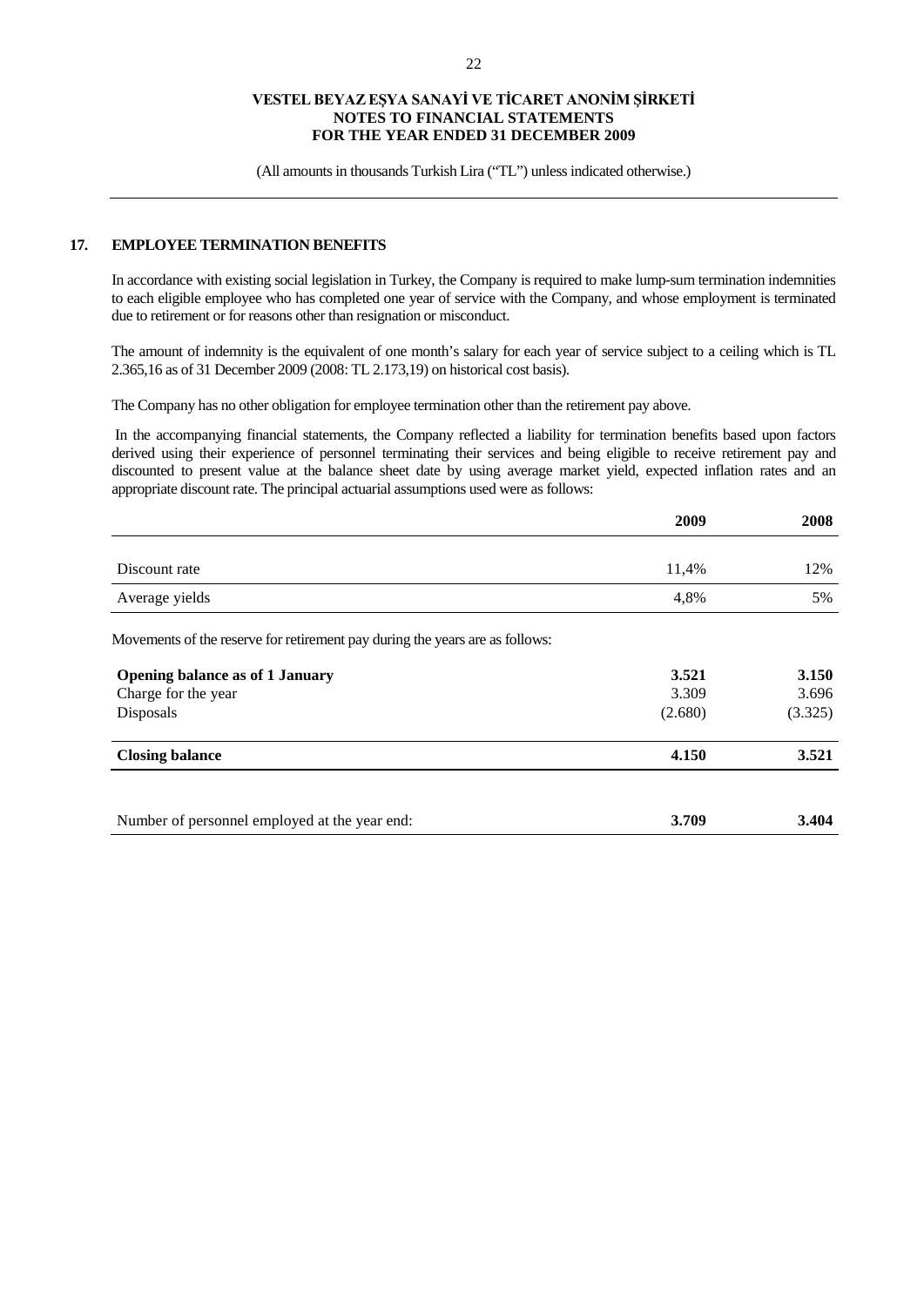(All amounts in thousands Turkish Lira ("TL") unless indicated otherwise.)

## 17. EMPLOYEE TERMINATION BENEFITS

In accordance with existing social legislation in Turkey, the Company is required to make lump-sum termination indemnities to each eligible employee who has completed one year of service with the Company, and whose employment is terminated due to retirement or for reasons other than resignation or misconduct.

The amount of indemnity is the equivalent of one month's salary for each year of service subject to a ceiling which is TL 2.365,16 as of 31 December 2009 (2008: TL 2.173,19) on historical cost basis).

The Company has no other obligation for employee termination other than the retirement pay above.

In the accompanying financial statements, the Company reflected a liability for termination benefits based upon factors derived using their experience of personnel terminating their services and being eligible to receive retirement pay and discounted to present value at the balance sheet date by using average market yield, expected inflation rates and an appropriate discount rate. The principal actuarial assumptions used were as follows:

| | **2009** | **2008** |
|---|---|---|
| Discount rate | 11,4% | 12% |
| Average yields | 4,8% | 5% |

Movements of the reserve for retirement pay during the years are as follows:

| | | |
|---|---|---|
| **Opening balance as of 1 January** | **3.521** | **3.150** |
| Charge for the year | 3.309 | 3.696 |
| Disposals | (2.680) | (3.325) |
| **Closing balance** | **4.150** | **3.521** |
| Number of personnel employed at the year end: | **3.709** | **3.404** |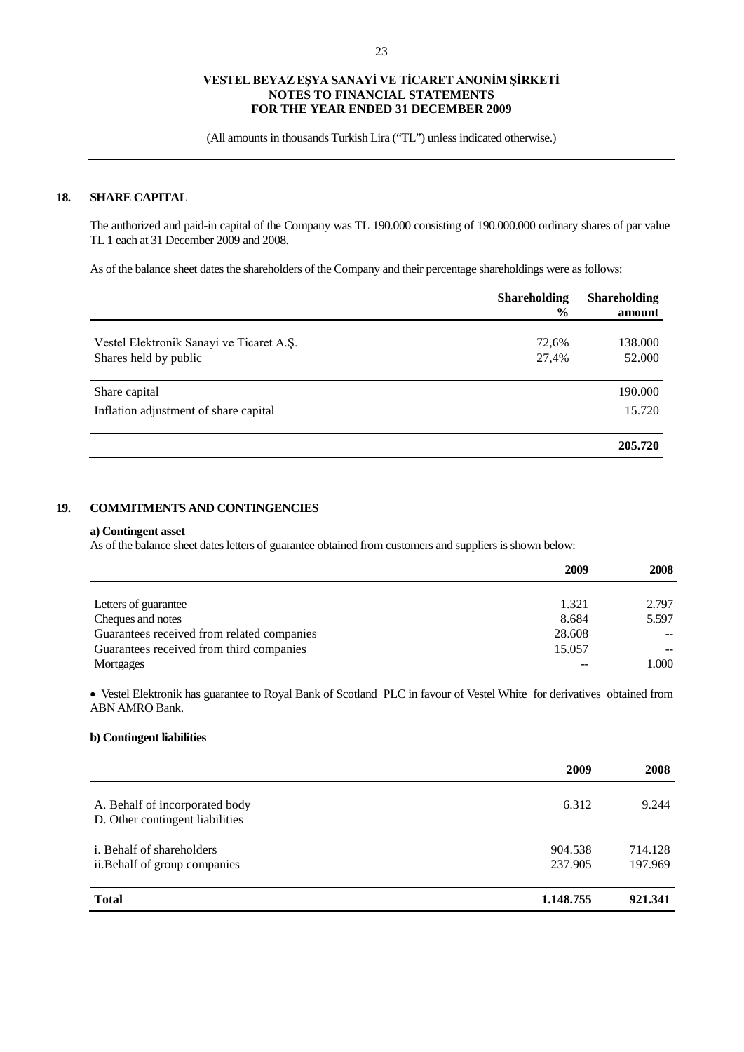## 18. SHARE CAPITAL

The authorized and paid-in capital of the Company was TL 190.000 consisting of 190.000.000 ordinary shares of par value TL 1 each at 31 December 2009 and 2008.

As of the balance sheet dates the shareholders of the Company and their percentage shareholdings were as follows:

| | Shareholding % | Shareholding amount |
|---|---|---|
| Vestel Elektronik Sanayi ve Ticaret A.Ş. | 72,6% | 138.000 |
| Shares held by public | 27,4% | 52.000 |
| Share capital | | 190.000 |
| Inflation adjustment of share capital | | 15.720 |
| | | **205.720** |

## 19. COMMITMENTS AND CONTINGENCIES

**a) Contingent asset**

As of the balance sheet dates letters of guarantee obtained from customers and suppliers is shown below:

| | 2009 | 2008 |
|---|---|---|
| Letters of guarantee | 1.321 | 2.797 |
| Cheques and notes | 8.684 | 5.597 |
| Guarantees received from related companies | 28.608 | -- |
| Guarantees received from third companies | 15.057 | -- |
| Mortgages | -- | 1.000 |

- Vestel Elektronik has guarantee to Royal Bank of Scotland PLC in favour of Vestel White for derivatives obtained from ABN AMRO Bank.

**b) Contingent liabilities**

| | 2009 | 2008 |
|---|---|---|
| A. Behalf of incorporated body | 6.312 | 9.244 |
| D. Other contingent liabilities | | |
| i. Behalf of shareholders | 904.538 | 714.128 |
| ii.Behalf of group companies | 237.905 | 197.969 |
| **Total** | **1.148.755** | **921.341** |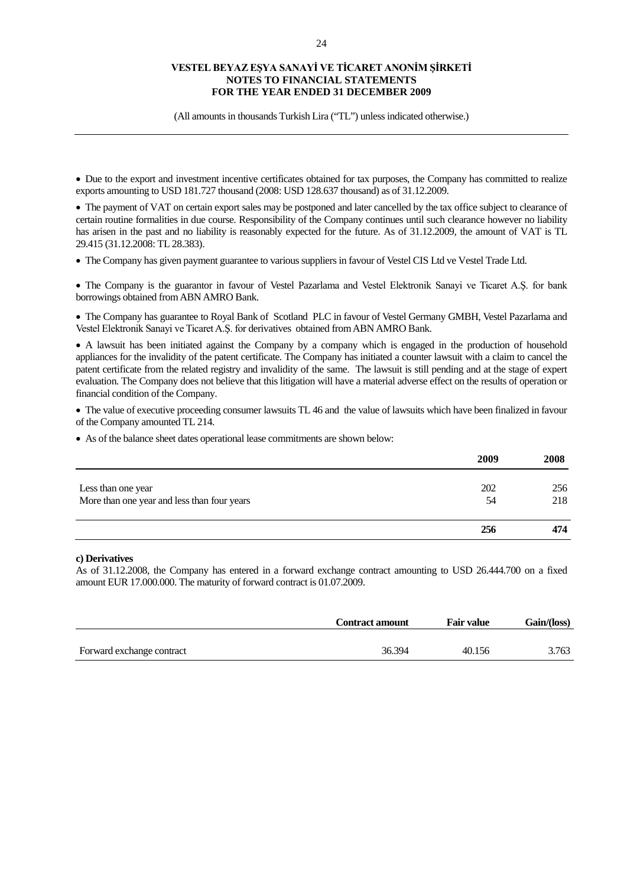- Due to the export and investment incentive certificates obtained for tax purposes, the Company has committed to realize exports amounting to USD 181.727 thousand (2008: USD 128.637 thousand) as of 31.12.2009.

- The payment of VAT on certain export sales may be postponed and later cancelled by the tax office subject to clearance of certain routine formalities in due course. Responsibility of the Company continues until such clearance however no liability has arisen in the past and no liability is reasonably expected for the future. As of 31.12.2009, the amount of VAT is TL 29.415 (31.12.2008: TL 28.383).

- The Company has given payment guarantee to various suppliers in favour of Vestel CIS Ltd ve Vestel Trade Ltd.

- The Company is the guarantor in favour of Vestel Pazarlama and Vestel Elektronik Sanayi ve Ticaret A.Ş. for bank borrowings obtained from ABN AMRO Bank.

- The Company has guarantee to Royal Bank of Scotland PLC in favour of Vestel Germany GMBH, Vestel Pazarlama and Vestel Elektronik Sanayi ve Ticaret A.Ş. for derivatives obtained from ABN AMRO Bank.

- A lawsuit has been initiated against the Company by a company which is engaged in the production of household appliances for the invalidity of the patent certificate. The Company has initiated a counter lawsuit with a claim to cancel the patent certificate from the related registry and invalidity of the same. The lawsuit is still pending and at the stage of expert evaluation. The Company does not believe that this litigation will have a material adverse effect on the results of operation or financial condition of the Company.

- The value of executive proceeding consumer lawsuits TL 46 and the value of lawsuits which have been finalized in favour of the Company amounted TL 214.

- As of the balance sheet dates operational lease commitments are shown below:

| | **2009** | **2008** |
|---|---|---|
| Less than one year | 202 | 256 |
| More than one year and less than four years | 54 | 218 |
| | **256** | **474** |

**c) Derivatives**

As of 31.12.2008, the Company has entered in a forward exchange contract amounting to USD 26.444.700 on a fixed amount EUR 17.000.000. The maturity of forward contract is 01.07.2009.

| | **Contract amount** | **Fair value** | **Gain/(loss)** |
|---|---|---|---|
| Forward exchange contract | 36.394 | 40.156 | 3.763 |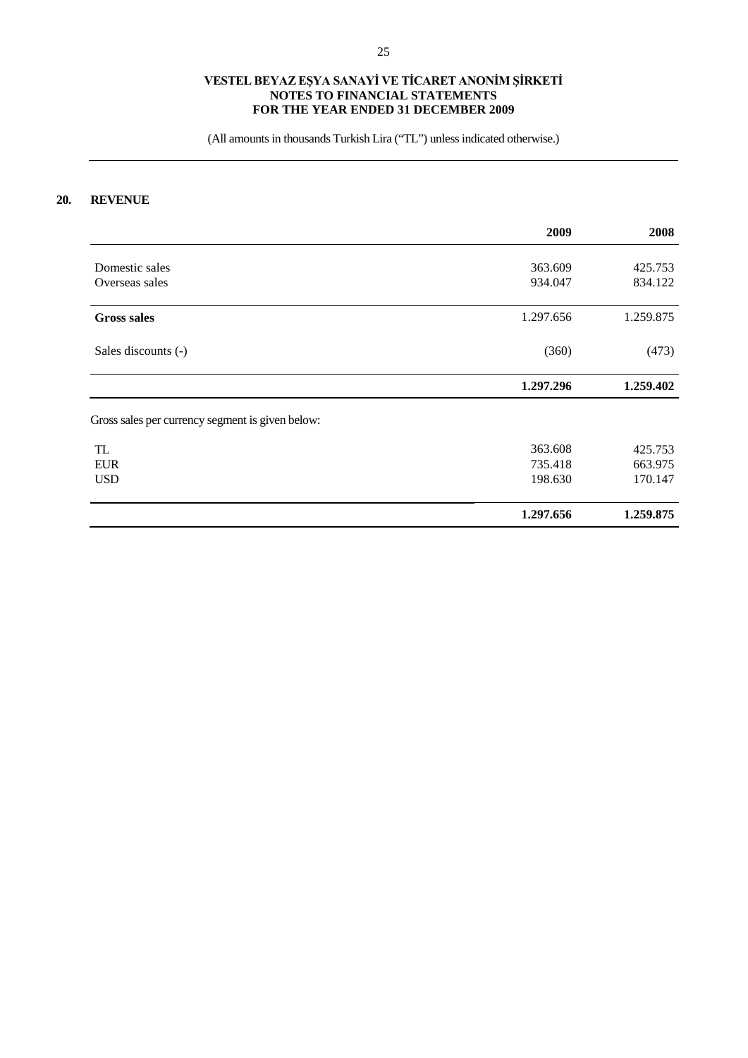## 20. REVENUE

| | 2009 | 2008 |
|---|---|---|
| Domestic sales | 363.609 | 425.753 |
| Overseas sales | 934.047 | 834.122 |
| **Gross sales** | 1.297.656 | 1.259.875 |
| Sales discounts (-) | (360) | (473) |
| | **1.297.296** | **1.259.402** |

Gross sales per currency segment is given below:

| | 2009 | 2008 |
|---|---|---|
| TL | 363.608 | 425.753 |
| EUR | 735.418 | 663.975 |
| USD | 198.630 | 170.147 |
| | **1.297.656** | **1.259.875** |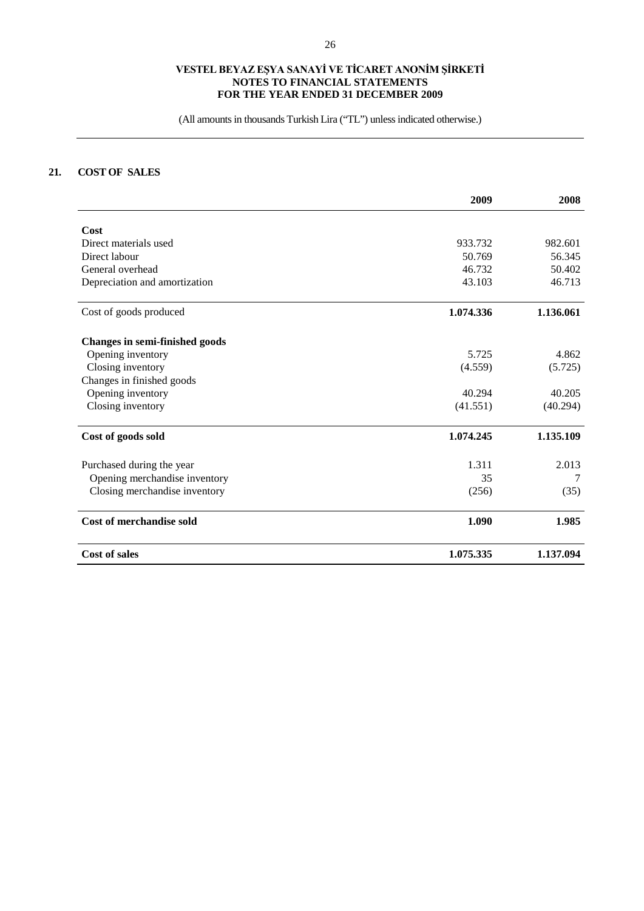**VESTEL BEYAZ EŞYA SANAYİ VE TİCARET ANONİM ŞİRKETİ**
**NOTES TO FINANCIAL STATEMENTS**
**FOR THE YEAR ENDED 31 DECEMBER 2009**

(All amounts in thousands Turkish Lira ("TL") unless indicated otherwise.)

## 21. COST OF SALES

| | 2009 | 2008 |
|---|---|---|
| **Cost** | | |
| Direct materials used | 933.732 | 982.601 |
| Direct labour | 50.769 | 56.345 |
| General overhead | 46.732 | 50.402 |
| Depreciation and amortization | 43.103 | 46.713 |
| Cost of goods produced | **1.074.336** | **1.136.061** |
| **Changes in semi-finished goods** | | |
| Opening inventory | 5.725 | 4.862 |
| Closing inventory | (4.559) | (5.725) |
| Changes in finished goods | | |
| Opening inventory | 40.294 | 40.205 |
| Closing inventory | (41.551) | (40.294) |
| **Cost of goods sold** | **1.074.245** | **1.135.109** |
| Purchased during the year | 1.311 | 2.013 |
| Opening merchandise inventory | 35 | 7 |
| Closing merchandise inventory | (256) | (35) |
| **Cost of merchandise sold** | **1.090** | **1.985** |
| **Cost of sales** | **1.075.335** | **1.137.094** |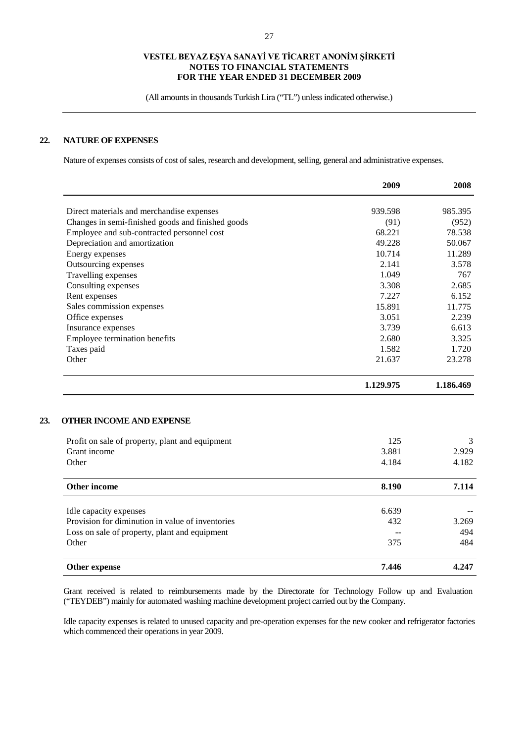## 22. NATURE OF EXPENSES

Nature of expenses consists of cost of sales, research and development, selling, general and administrative expenses.

| | 2009 | 2008 |
|---|---|---|
| Direct materials and merchandise expenses | 939.598 | 985.395 |
| Changes in semi-finished goods and finished goods | (91) | (952) |
| Employee and sub-contracted personnel cost | 68.221 | 78.538 |
| Depreciation and amortization | 49.228 | 50.067 |
| Energy expenses | 10.714 | 11.289 |
| Outsourcing expenses | 2.141 | 3.578 |
| Travelling expenses | 1.049 | 767 |
| Consulting expenses | 3.308 | 2.685 |
| Rent expenses | 7.227 | 6.152 |
| Sales commission expenses | 15.891 | 11.775 |
| Office expenses | 3.051 | 2.239 |
| Insurance expenses | 3.739 | 6.613 |
| Employee termination benefits | 2.680 | 3.325 |
| Taxes paid | 1.582 | 1.720 |
| Other | 21.637 | 23.278 |
| | **1.129.975** | **1.186.469** |

## 23. OTHER INCOME AND EXPENSE

| | | |
|---|---|---|
| Profit on sale of property, plant and equipment | 125 | 3 |
| Grant income | 3.881 | 2.929 |
| Other | 4.184 | 4.182 |
| **Other income** | **8.190** | **7.114** |
| Idle capacity expenses | 6.639 | -- |
| Provision for diminution in value of inventories | 432 | 3.269 |
| Loss on sale of property, plant and equipment | -- | 494 |
| Other | 375 | 484 |
| **Other expense** | **7.446** | **4.247** |

Grant received is related to reimbursements made by the Directorate for Technology Follow up and Evaluation ("TEYDEB") mainly for automated washing machine development project carried out by the Company.

Idle capacity expenses is related to unused capacity and pre-operation expenses for the new cooker and refrigerator factories which commenced their operations in year 2009.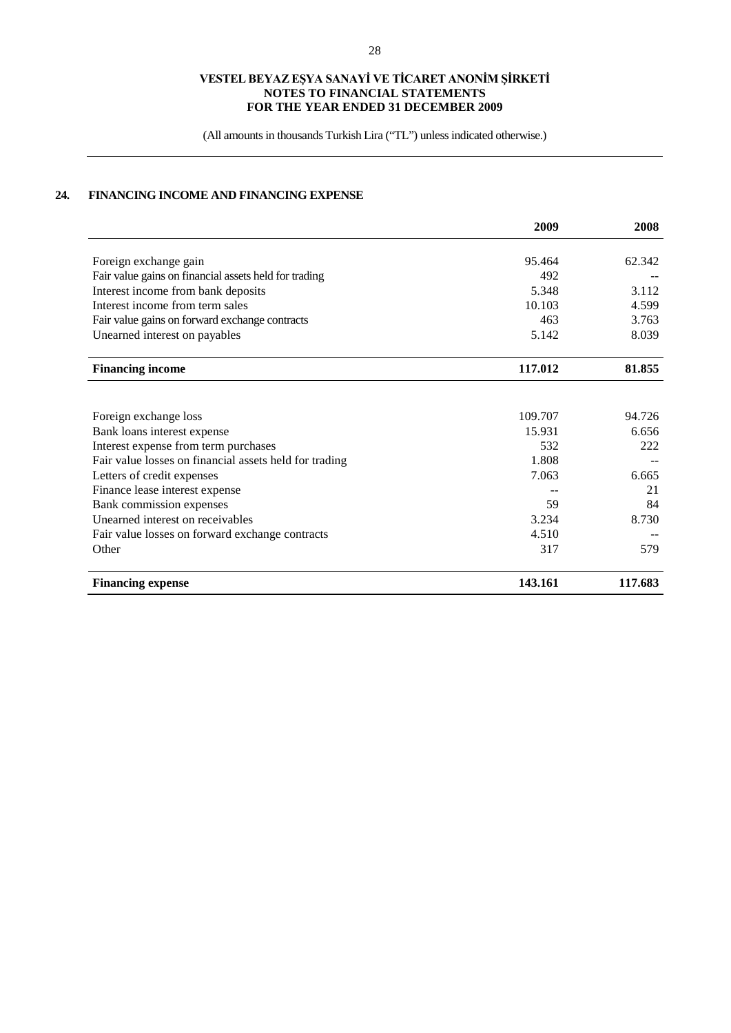VESTEL BEYAZ EŞYA SANAYİ VE TİCARET ANONİM ŞİRKETİ
NOTES TO FINANCIAL STATEMENTS
FOR THE YEAR ENDED 31 DECEMBER 2009

(All amounts in thousands Turkish Lira ("TL") unless indicated otherwise.)

## 24. FINANCING INCOME AND FINANCING EXPENSE

| | 2009 | 2008 |
|---|---|---|
| Foreign exchange gain | 95.464 | 62.342 |
| Fair value gains on financial assets held for trading | 492 | -- |
| Interest income from bank deposits | 5.348 | 3.112 |
| Interest income from term sales | 10.103 | 4.599 |
| Fair value gains on forward exchange contracts | 463 | 3.763 |
| Unearned interest on payables | 5.142 | 8.039 |
| **Financing income** | **117.012** | **81.855** |
| | | |
| Foreign exchange loss | 109.707 | 94.726 |
| Bank loans interest expense | 15.931 | 6.656 |
| Interest expense from term purchases | 532 | 222 |
| Fair value losses on financial assets held for trading | 1.808 | -- |
| Letters of credit expenses | 7.063 | 6.665 |
| Finance lease interest expense | -- | 21 |
| Bank commission expenses | 59 | 84 |
| Unearned interest on receivables | 3.234 | 8.730 |
| Fair value losses on forward exchange contracts | 4.510 | -- |
| Other | 317 | 579 |
| **Financing expense** | **143.161** | **117.683** |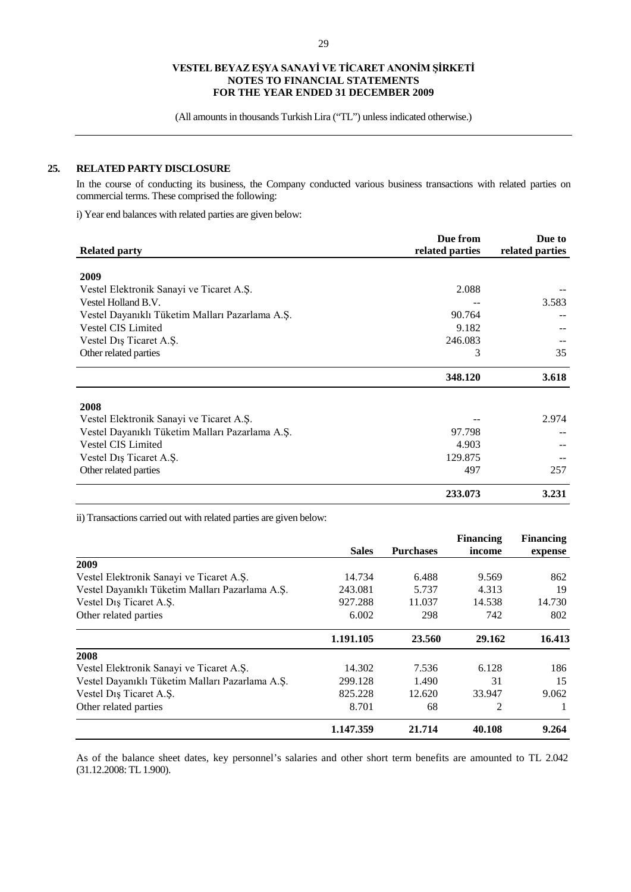## 25. RELATED PARTY DISCLOSURE

In the course of conducting its business, the Company conducted various business transactions with related parties on commercial terms. These comprised the following:

i) Year end balances with related parties are given below:

| Related party | Due from related parties | Due to related parties |
|---|---|---|
| **2009** | | |
| Vestel Elektronik Sanayi ve Ticaret A.Ş. | 2.088 | -- |
| Vestel Holland B.V. | -- | 3.583 |
| Vestel Dayanıklı Tüketim Malları Pazarlama A.Ş. | 90.764 | -- |
| Vestel CIS Limited | 9.182 | -- |
| Vestel Dış Ticaret A.Ş. | 246.083 | -- |
| Other related parties | 3 | 35 |
| | **348.120** | **3.618** |
| **2008** | | |
| Vestel Elektronik Sanayi ve Ticaret A.Ş. | -- | 2.974 |
| Vestel Dayanıklı Tüketim Malları Pazarlama A.Ş. | 97.798 | -- |
| Vestel CIS Limited | 4.903 | -- |
| Vestel Dış Ticaret A.Ş. | 129.875 | -- |
| Other related parties | 497 | 257 |
| | **233.073** | **3.231** |

ii) Transactions carried out with related parties are given below:

| | Sales | Purchases | Financing income | Financing expense |
|---|---|---|---|---|
| **2009** | | | | |
| Vestel Elektronik Sanayi ve Ticaret A.Ş. | 14.734 | 6.488 | 9.569 | 862 |
| Vestel Dayanıklı Tüketim Malları Pazarlama A.Ş. | 243.081 | 5.737 | 4.313 | 19 |
| Vestel Dış Ticaret A.Ş. | 927.288 | 11.037 | 14.538 | 14.730 |
| Other related parties | 6.002 | 298 | 742 | 802 |
| | **1.191.105** | **23.560** | **29.162** | **16.413** |
| **2008** | | | | |
| Vestel Elektronik Sanayi ve Ticaret A.Ş. | 14.302 | 7.536 | 6.128 | 186 |
| Vestel Dayanıklı Tüketim Malları Pazarlama A.Ş. | 299.128 | 1.490 | 31 | 15 |
| Vestel Dış Ticaret A.Ş. | 825.228 | 12.620 | 33.947 | 9.062 |
| Other related parties | 8.701 | 68 | 2 | 1 |
| | **1.147.359** | **21.714** | **40.108** | **9.264** |

As of the balance sheet dates, key personnel's salaries and other short term benefits are amounted to TL 2.042 (31.12.2008: TL 1.900).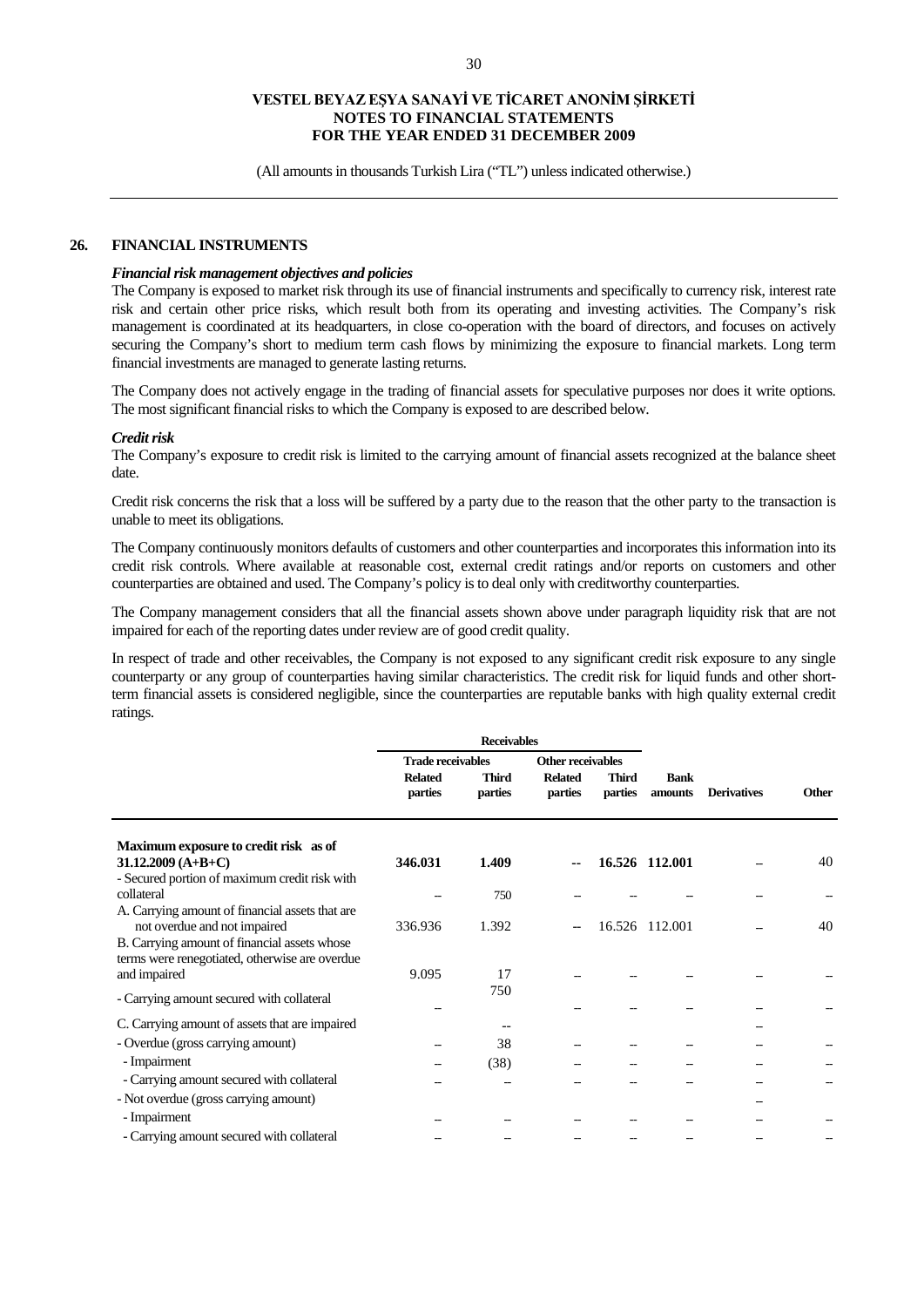## 26. FINANCIAL INSTRUMENTS

***Financial risk management objectives and policies***

The Company is exposed to market risk through its use of financial instruments and specifically to currency risk, interest rate risk and certain other price risks, which result both from its operating and investing activities. The Company's risk management is coordinated at its headquarters, in close co-operation with the board of directors, and focuses on actively securing the Company's short to medium term cash flows by minimizing the exposure to financial markets. Long term financial investments are managed to generate lasting returns.

The Company does not actively engage in the trading of financial assets for speculative purposes nor does it write options. The most significant financial risks to which the Company is exposed to are described below.

***Credit risk***

The Company's exposure to credit risk is limited to the carrying amount of financial assets recognized at the balance sheet date.

Credit risk concerns the risk that a loss will be suffered by a party due to the reason that the other party to the transaction is unable to meet its obligations.

The Company continuously monitors defaults of customers and other counterparties and incorporates this information into its credit risk controls. Where available at reasonable cost, external credit ratings and/or reports on customers and other counterparties are obtained and used. The Company's policy is to deal only with creditworthy counterparties.

The Company management considers that all the financial assets shown above under paragraph liquidity risk that are not impaired for each of the reporting dates under review are of good credit quality.

In respect of trade and other receivables, the Company is not exposed to any significant credit risk exposure to any single counterparty or any group of counterparties having similar characteristics. The credit risk for liquid funds and other short-term financial assets is considered negligible, since the counterparties are reputable banks with high quality external credit ratings.

| | **Receivables** | | | | | | |
|---|---|---|---|---|---|---|---|
| | **Trade receivables** | | **Other receivables** | | | | |
| | **Related parties** | **Third parties** | **Related parties** | **Third parties** | **Bank amounts** | **Derivatives** | **Other** |
| **Maximum exposure to credit risk as of 31.12.2009 (A+B+C)** | **346.031** | **1.409** | -- | **16.526** | **112.001** | -- | 40 |
| - Secured portion of maximum credit risk with collateral | -- | 750 | -- | -- | -- | -- | -- |
| A. Carrying amount of financial assets that are not overdue and not impaired | 336.936 | 1.392 | -- | 16.526 | 112.001 | -- | 40 |
| B. Carrying amount of financial assets whose terms were renegotiated, otherwise are overdue and impaired | 9.095 | 17 | -- | -- | -- | -- | -- |
| - Carrying amount secured with collateral | -- | 750 | -- | -- | -- | -- | -- |
| C. Carrying amount of assets that are impaired | | -- | | | | -- | |
| - Overdue (gross carrying amount) | -- | 38 | -- | -- | -- | -- | -- |
| - Impairment | -- | (38) | -- | -- | -- | -- | -- |
| - Carrying amount secured with collateral | -- | -- | -- | -- | -- | -- | -- |
| - Not overdue (gross carrying amount) | | | | | | -- | |
| - Impairment | -- | -- | -- | -- | -- | -- | -- |
| - Carrying amount secured with collateral | -- | -- | -- | -- | -- | -- | -- |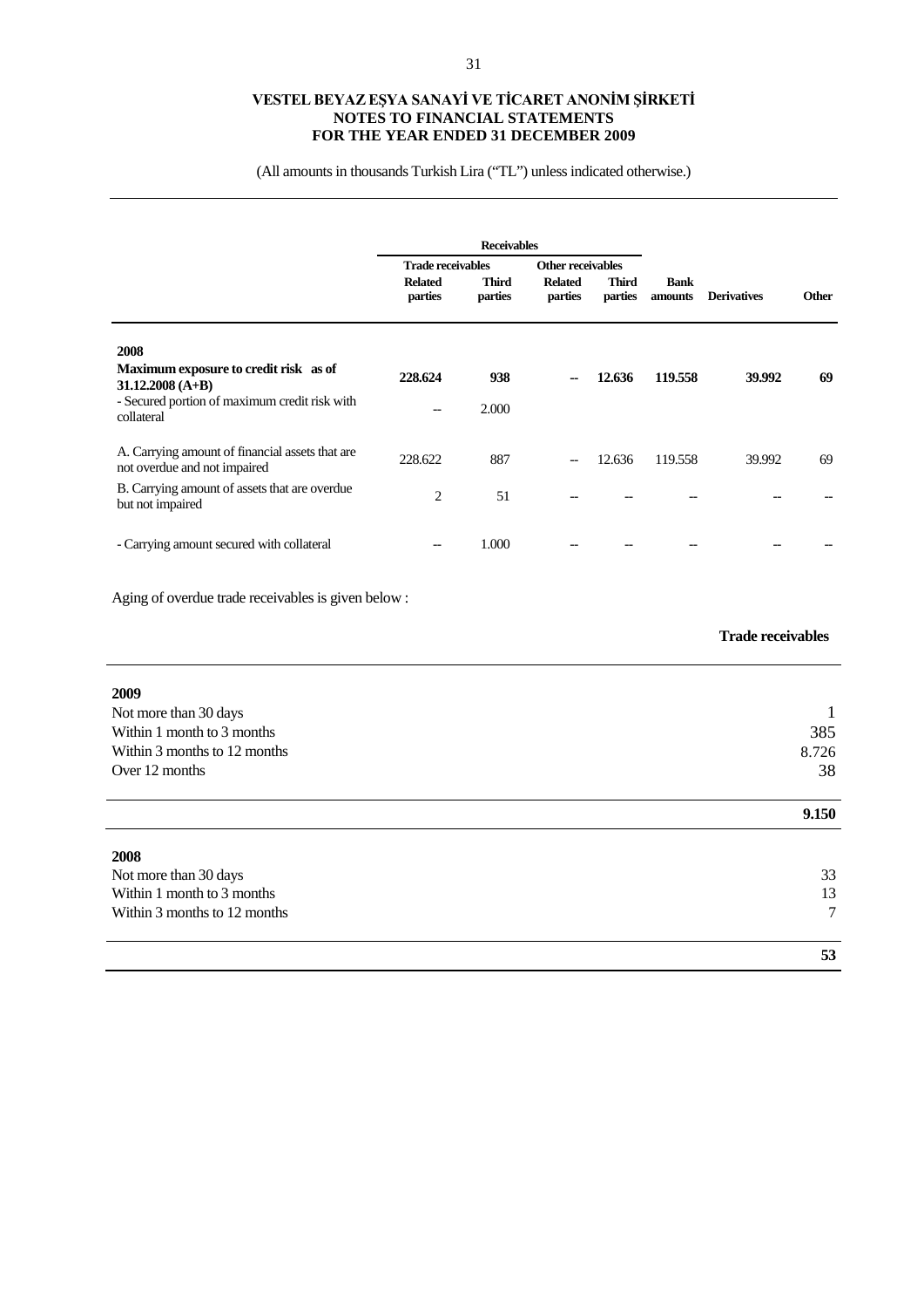|  | Receivables |  |  |  |  |  |  |
|---|---|---|---|---|---|---|---|
|  | Trade receivables |  | Other receivables |  |  |  |  |
|  | Related parties | Third parties | Related parties | Third parties | Bank amounts | Derivatives | Other |
| **2008** |  |  |  |  |  |  |  |
| **Maximum exposure to credit risk as of 31.12.2008 (A+B)** | **228.624** | **938** | **--** | **12.636** | **119.558** | **39.992** | **69** |
| - Secured portion of maximum credit risk with collateral | -- | 2.000 |  |  |  |  |  |
| A. Carrying amount of financial assets that are not overdue and not impaired | 228.622 | 887 | -- | 12.636 | 119.558 | 39.992 | 69 |
| B. Carrying amount of assets that are overdue but not impaired | 2 | 51 | -- | -- | -- | -- | -- |
| - Carrying amount secured with collateral | -- | 1.000 | -- | -- | -- | -- | -- |

Aging of overdue trade receivables is given below :

|  | Trade receivables |
|---|---|
| **2009** |  |
| Not more than 30 days | 1 |
| Within 1 month to 3 months | 385 |
| Within 3 months to 12 months | 8.726 |
| Over 12 months | 38 |
|  | **9.150** |
| **2008** |  |
| Not more than 30 days | 33 |
| Within 1 month to 3 months | 13 |
| Within 3 months to 12 months | 7 |
|  | **53** |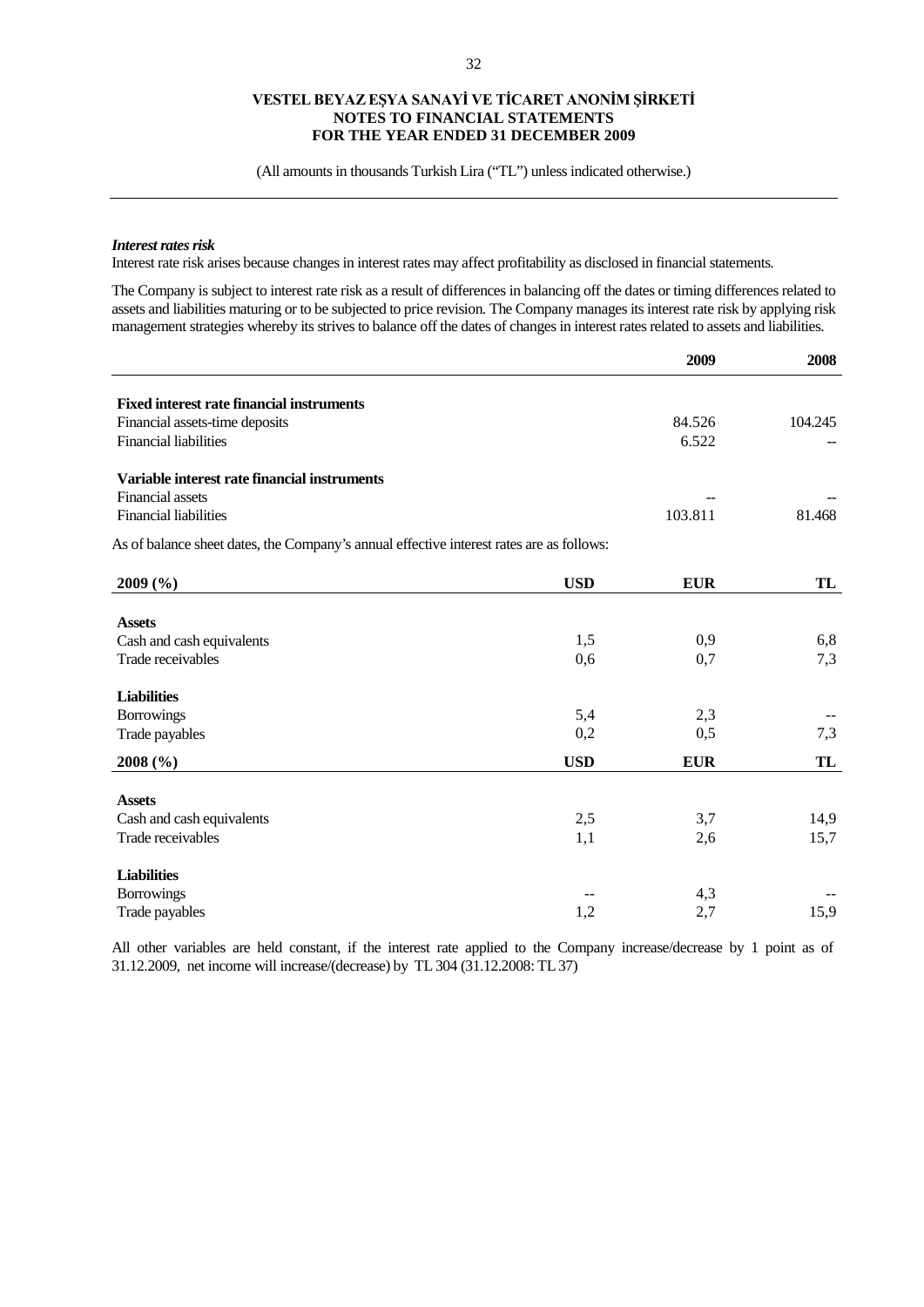*Interest rates risk*

Interest rate risk arises because changes in interest rates may affect profitability as disclosed in financial statements.

The Company is subject to interest rate risk as a result of differences in balancing off the dates or timing differences related to assets and liabilities maturing or to be subjected to price revision. The Company manages its interest rate risk by applying risk management strategies whereby its strives to balance off the dates of changes in interest rates related to assets and liabilities.

| | 2009 | 2008 |
|---|---|---|
| **Fixed interest rate financial instruments** | | |
| Financial assets-time deposits | 84.526 | 104.245 |
| Financial liabilities | 6.522 | -- |
| **Variable interest rate financial instruments** | | |
| Financial assets | -- | -- |
| Financial liabilities | 103.811 | 81.468 |

As of balance sheet dates, the Company's annual effective interest rates are as follows:

| 2009 (%) | USD | EUR | TL |
|---|---|---|---|
| **Assets** | | | |
| Cash and cash equivalents | 1,5 | 0,9 | 6,8 |
| Trade receivables | 0,6 | 0,7 | 7,3 |
| **Liabilities** | | | |
| Borrowings | 5,4 | 2,3 | -- |
| Trade payables | 0,2 | 0,5 | 7,3 |

| 2008 (%) | USD | EUR | TL |
|---|---|---|---|
| **Assets** | | | |
| Cash and cash equivalents | 2,5 | 3,7 | 14,9 |
| Trade receivables | 1,1 | 2,6 | 15,7 |
| **Liabilities** | | | |
| Borrowings | -- | 4,3 | -- |
| Trade payables | 1,2 | 2,7 | 15,9 |

All other variables are held constant, if the interest rate applied to the Company increase/decrease by 1 point as of 31.12.2009, net income will increase/(decrease) by TL 304 (31.12.2008: TL 37)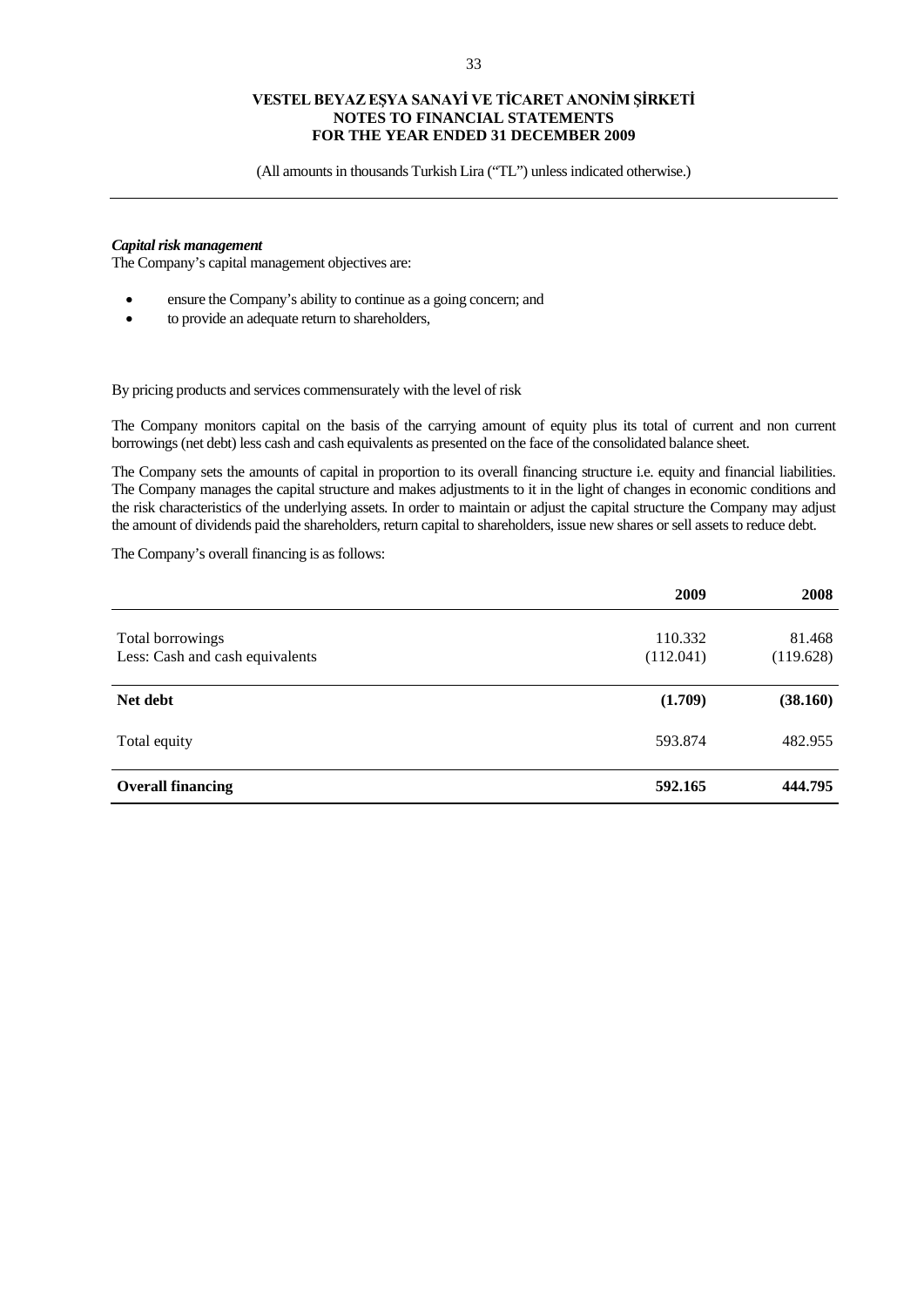### *Capital risk management*

The Company's capital management objectives are:

- ensure the Company's ability to continue as a going concern; and
- to provide an adequate return to shareholders,

By pricing products and services commensurately with the level of risk

The Company monitors capital on the basis of the carrying amount of equity plus its total of current and non current borrowings (net debt) less cash and cash equivalents as presented on the face of the consolidated balance sheet.

The Company sets the amounts of capital in proportion to its overall financing structure i.e. equity and financial liabilities. The Company manages the capital structure and makes adjustments to it in the light of changes in economic conditions and the risk characteristics of the underlying assets. In order to maintain or adjust the capital structure the Company may adjust the amount of dividends paid the shareholders, return capital to shareholders, issue new shares or sell assets to reduce debt.

The Company's overall financing is as follows:

| | **2009** | **2008** |
|---|---|---|
| Total borrowings | 110.332 | 81.468 |
| Less: Cash and cash equivalents | (112.041) | (119.628) |
| **Net debt** | **(1.709)** | **(38.160)** |
| Total equity | 593.874 | 482.955 |
| **Overall financing** | **592.165** | **444.795** |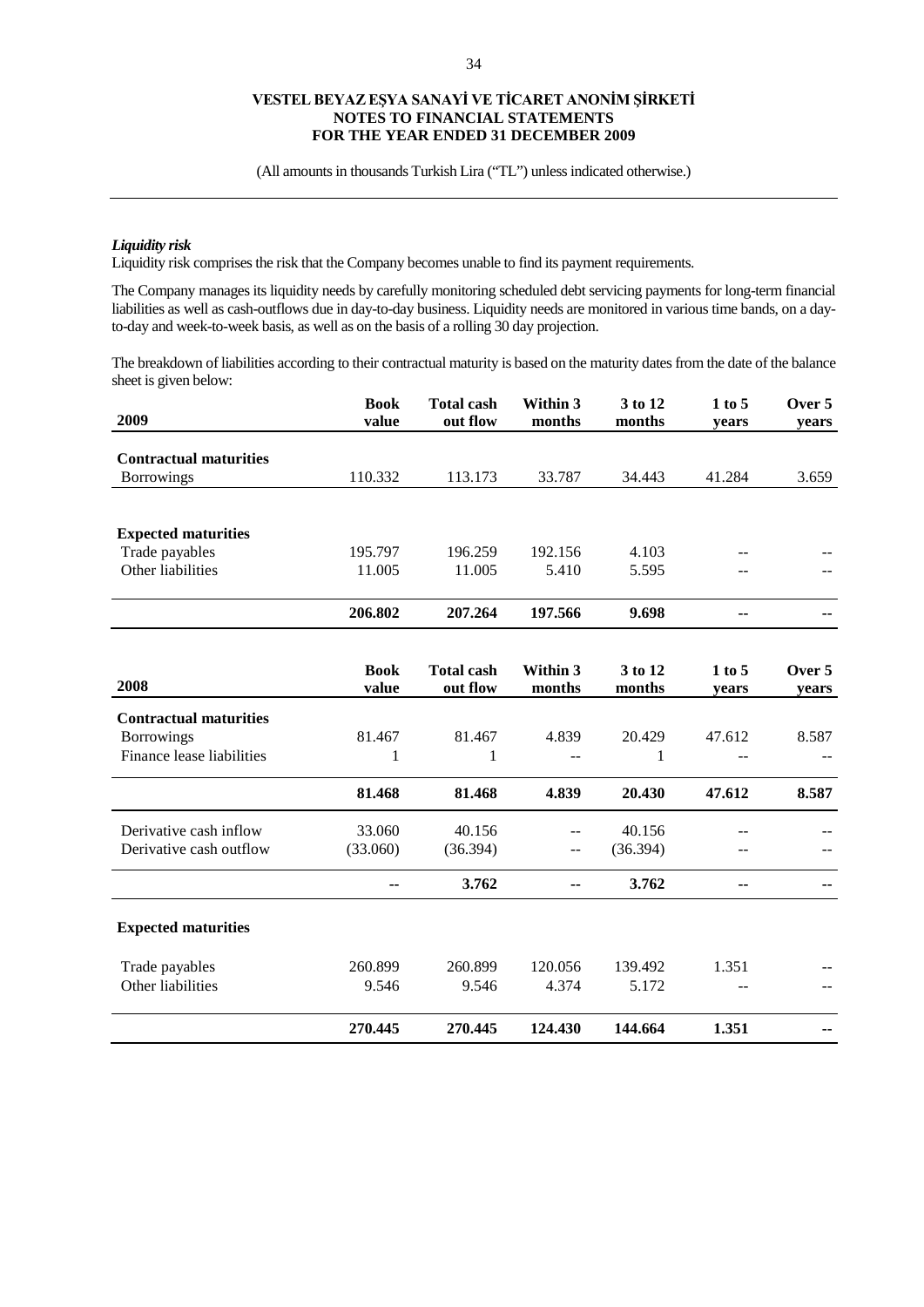### *Liquidity risk*

Liquidity risk comprises the risk that the Company becomes unable to find its payment requirements.

The Company manages its liquidity needs by carefully monitoring scheduled debt servicing payments for long-term financial liabilities as well as cash-outflows due in day-to-day business. Liquidity needs are monitored in various time bands, on a day-to-day and week-to-week basis, as well as on the basis of a rolling 30 day projection.

The breakdown of liabilities according to their contractual maturity is based on the maturity dates from the date of the balance sheet is given below:

| 2009 | Book value | Total cash out flow | Within 3 months | 3 to 12 months | 1 to 5 years | Over 5 years |
|---|---|---|---|---|---|---|
| **Contractual maturities** | | | | | | |
| Borrowings | 110.332 | 113.173 | 33.787 | 34.443 | 41.284 | 3.659 |
| **Expected maturities** | | | | | | |
| Trade payables | 195.797 | 196.259 | 192.156 | 4.103 | -- | -- |
| Other liabilities | 11.005 | 11.005 | 5.410 | 5.595 | -- | -- |
| | **206.802** | **207.264** | **197.566** | **9.698** | **--** | **--** |

| 2008 | Book value | Total cash out flow | Within 3 months | 3 to 12 months | 1 to 5 years | Over 5 years |
|---|---|---|---|---|---|---|
| **Contractual maturities** | | | | | | |
| Borrowings | 81.467 | 81.467 | 4.839 | 20.429 | 47.612 | 8.587 |
| Finance lease liabilities | 1 | 1 | -- | 1 | -- | -- |
| | **81.468** | **81.468** | **4.839** | **20.430** | **47.612** | **8.587** |
| Derivative cash inflow | 33.060 | 40.156 | -- | 40.156 | -- | -- |
| Derivative cash outflow | (33.060) | (36.394) | -- | (36.394) | -- | -- |
| | **--** | **3.762** | **--** | **3.762** | **--** | **--** |
| **Expected maturities** | | | | | | |
| Trade payables | 260.899 | 260.899 | 120.056 | 139.492 | 1.351 | -- |
| Other liabilities | 9.546 | 9.546 | 4.374 | 5.172 | -- | -- |
| | **270.445** | **270.445** | **124.430** | **144.664** | **1.351** | **--** |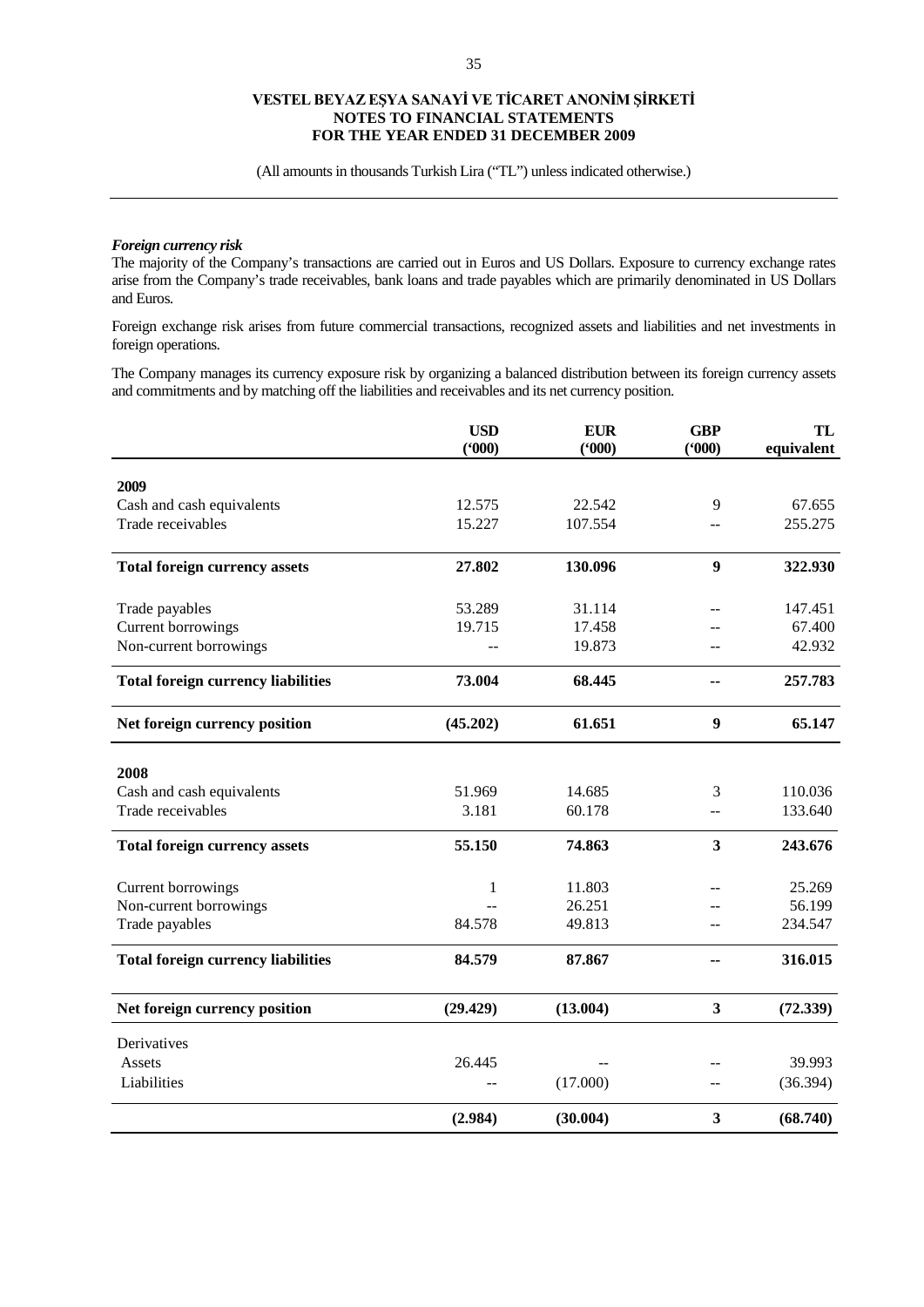### *Foreign currency risk*

The majority of the Company's transactions are carried out in Euros and US Dollars. Exposure to currency exchange rates arise from the Company's trade receivables, bank loans and trade payables which are primarily denominated in US Dollars and Euros.

Foreign exchange risk arises from future commercial transactions, recognized assets and liabilities and net investments in foreign operations.

The Company manages its currency exposure risk by organizing a balanced distribution between its foreign currency assets and commitments and by matching off the liabilities and receivables and its net currency position.

| | USD ('000) | EUR ('000) | GBP ('000) | TL equivalent |
|---|---|---|---|---|
| **2009** | | | | |
| Cash and cash equivalents | 12.575 | 22.542 | 9 | 67.655 |
| Trade receivables | 15.227 | 107.554 | -- | 255.275 |
| **Total foreign currency assets** | **27.802** | **130.096** | **9** | **322.930** |
| Trade payables | 53.289 | 31.114 | -- | 147.451 |
| Current borrowings | 19.715 | 17.458 | -- | 67.400 |
| Non-current borrowings | -- | 19.873 | -- | 42.932 |
| **Total foreign currency liabilities** | **73.004** | **68.445** | **--** | **257.783** |
| **Net foreign currency position** | **(45.202)** | **61.651** | **9** | **65.147** |
| **2008** | | | | |
| Cash and cash equivalents | 51.969 | 14.685 | 3 | 110.036 |
| Trade receivables | 3.181 | 60.178 | -- | 133.640 |
| **Total foreign currency assets** | **55.150** | **74.863** | **3** | **243.676** |
| Current borrowings | 1 | 11.803 | -- | 25.269 |
| Non-current borrowings | -- | 26.251 | -- | 56.199 |
| Trade payables | 84.578 | 49.813 | -- | 234.547 |
| **Total foreign currency liabilities** | **84.579** | **87.867** | **--** | **316.015** |
| **Net foreign currency position** | **(29.429)** | **(13.004)** | **3** | **(72.339)** |
| Derivatives | | | | |
| Assets | 26.445 | -- | -- | 39.993 |
| Liabilities | -- | (17.000) | -- | (36.394) |
| | **(2.984)** | **(30.004)** | **3** | **(68.740)** |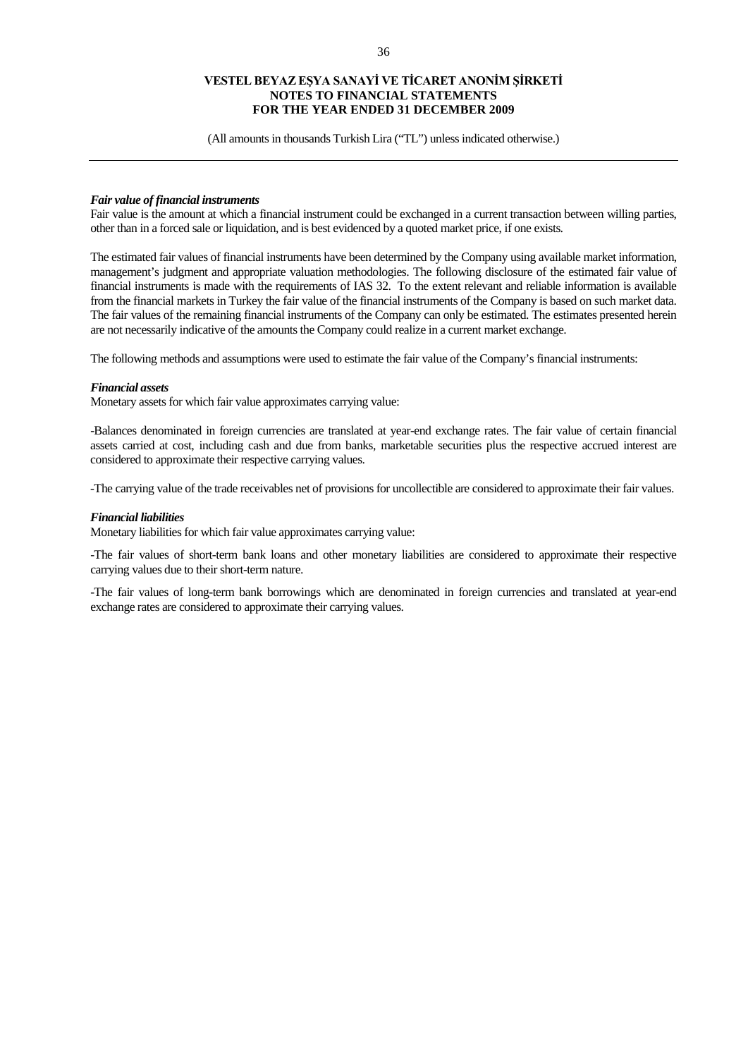***Fair value of financial instruments***

Fair value is the amount at which a financial instrument could be exchanged in a current transaction between willing parties, other than in a forced sale or liquidation, and is best evidenced by a quoted market price, if one exists.

The estimated fair values of financial instruments have been determined by the Company using available market information, management's judgment and appropriate valuation methodologies. The following disclosure of the estimated fair value of financial instruments is made with the requirements of IAS 32. To the extent relevant and reliable information is available from the financial markets in Turkey the fair value of the financial instruments of the Company is based on such market data. The fair values of the remaining financial instruments of the Company can only be estimated. The estimates presented herein are not necessarily indicative of the amounts the Company could realize in a current market exchange.

The following methods and assumptions were used to estimate the fair value of the Company's financial instruments:

***Financial assets***

Monetary assets for which fair value approximates carrying value:

-Balances denominated in foreign currencies are translated at year-end exchange rates. The fair value of certain financial assets carried at cost, including cash and due from banks, marketable securities plus the respective accrued interest are considered to approximate their respective carrying values.

-The carrying value of the trade receivables net of provisions for uncollectible are considered to approximate their fair values.

***Financial liabilities***

Monetary liabilities for which fair value approximates carrying value:

-The fair values of short-term bank loans and other monetary liabilities are considered to approximate their respective carrying values due to their short-term nature.

-The fair values of long-term bank borrowings which are denominated in foreign currencies and translated at year-end exchange rates are considered to approximate their carrying values.